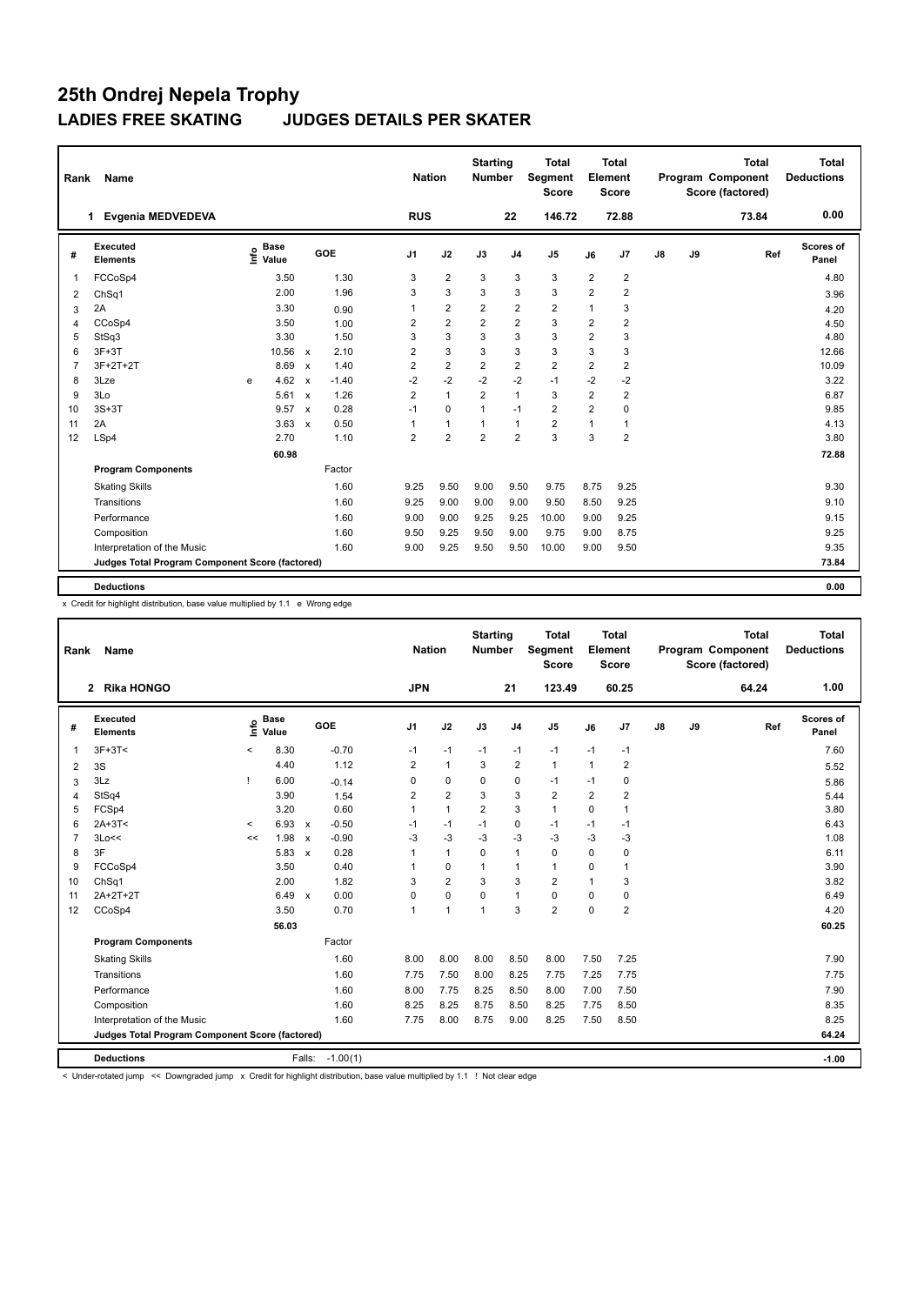# 25th Ondrej Nepela Trophy

## LADIES FREE SKATING JUDGES DETAILS PER SKATER

| Rank | Name | Nation | Starting Number | Total Segment Score | Total Element Score | Total Program Component Score (factored) | Total Deductions |
|---|---|---|---|---|---|---|---|
| 1 | Evgenia MEDVEDEVA | RUS | 22 | 146.72 | 72.88 | 73.84 | 0.00 |

| # | Executed Elements | Info | Base Value | | GOE | J1 | J2 | J3 | J4 | J5 | J6 | J7 | J8 | J9 | Ref | Scores of Panel |
|---|---|---|---|---|---|---|---|---|---|---|---|---|---|---|---|---|
| 1 | FCCoSp4 | | 3.50 | | 1.30 | 3 | 2 | 3 | 3 | 3 | 2 | 2 | | | | 4.80 |
| 2 | ChSq1 | | 2.00 | | 1.96 | 3 | 3 | 3 | 3 | 3 | 2 | 2 | | | | 3.96 |
| 3 | 2A | | 3.30 | | 0.90 | 1 | 2 | 2 | 2 | 2 | 1 | 3 | | | | 4.20 |
| 4 | CCoSp4 | | 3.50 | | 1.00 | 2 | 2 | 2 | 2 | 3 | 2 | 2 | | | | 4.50 |
| 5 | StSq3 | | 3.30 | | 1.50 | 3 | 3 | 3 | 3 | 3 | 2 | 3 | | | | 4.80 |
| 6 | 3F+3T | | 10.56 | x | 2.10 | 2 | 3 | 3 | 3 | 3 | 3 | 3 | | | | 12.66 |
| 7 | 3F+2T+2T | | 8.69 | x | 1.40 | 2 | 2 | 2 | 2 | 2 | 2 | 2 | | | | 10.09 |
| 8 | 3Lze | e | 4.62 | x | -1.40 | -2 | -2 | -2 | -2 | -1 | -2 | -2 | | | | 3.22 |
| 9 | 3Lo | | 5.61 | x | 1.26 | 2 | 1 | 2 | 1 | 3 | 2 | 2 | | | | 6.87 |
| 10 | 3S+3T | | 9.57 | x | 0.28 | -1 | 0 | 1 | -1 | 2 | 2 | 0 | | | | 9.85 |
| 11 | 2A | | 3.63 | x | 0.50 | 1 | 1 | 1 | 1 | 2 | 1 | 1 | | | | 4.13 |
| 12 | LSp4 | | 2.70 | | 1.10 | 2 | 2 | 2 | 2 | 3 | 3 | 2 | | | | 3.80 |
| | | | 60.98 | | | | | | | | | | | | | 72.88 |
| | **Program Components** | | | | Factor | | | | | | | | | | | |
| | Skating Skills | | | | 1.60 | 9.25 | 9.50 | 9.00 | 9.50 | 9.75 | 8.75 | 9.25 | | | | 9.30 |
| | Transitions | | | | 1.60 | 9.25 | 9.00 | 9.00 | 9.00 | 9.50 | 8.50 | 9.25 | | | | 9.10 |
| | Performance | | | | 1.60 | 9.00 | 9.00 | 9.25 | 9.25 | 10.00 | 9.00 | 9.25 | | | | 9.15 |
| | Composition | | | | 1.60 | 9.50 | 9.25 | 9.50 | 9.00 | 9.75 | 9.00 | 8.75 | | | | 9.25 |
| | Interpretation of the Music | | | | 1.60 | 9.00 | 9.25 | 9.50 | 9.50 | 10.00 | 9.00 | 9.50 | | | | 9.35 |
| | **Judges Total Program Component Score (factored)** | | | | | | | | | | | | | | | 73.84 |
| | **Deductions** | | | | | | | | | | | | | | | 0.00 |

x Credit for highlight distribution, base value multiplied by 1.1 e Wrong edge

| Rank | Name | Nation | Starting Number | Total Segment Score | Total Element Score | Total Program Component Score (factored) | Total Deductions |
|---|---|---|---|---|---|---|---|
| 2 | Rika HONGO | JPN | 21 | 123.49 | 60.25 | 64.24 | 1.00 |

| # | Executed Elements | Info | Base Value | | GOE | J1 | J2 | J3 | J4 | J5 | J6 | J7 | J8 | J9 | Ref | Scores of Panel |
|---|---|---|---|---|---|---|---|---|---|---|---|---|---|---|---|---|
| 1 | 3F+3T< | < | 8.30 | | -0.70 | -1 | -1 | -1 | -1 | -1 | -1 | -1 | | | | 7.60 |
| 2 | 3S | | 4.40 | | 1.12 | 2 | 1 | 3 | 2 | 1 | 1 | 2 | | | | 5.52 |
| 3 | 3Lz | ! | 6.00 | | -0.14 | 0 | 0 | 0 | 0 | -1 | -1 | 0 | | | | 5.86 |
| 4 | StSq4 | | 3.90 | | 1.54 | 2 | 2 | 3 | 3 | 2 | 2 | 2 | | | | 5.44 |
| 5 | FCSp4 | | 3.20 | | 0.60 | 1 | 1 | 2 | 3 | 1 | 0 | 1 | | | | 3.80 |
| 6 | 2A+3T< | < | 6.93 | x | -0.50 | -1 | -1 | -1 | 0 | -1 | -1 | -1 | | | | 6.43 |
| 7 | 3Lo<< | << | 1.98 | x | -0.90 | -3 | -3 | -3 | -3 | -3 | -3 | -3 | | | | 1.08 |
| 8 | 3F | | 5.83 | x | 0.28 | 1 | 1 | 0 | 1 | 0 | 0 | 0 | | | | 6.11 |
| 9 | FCCoSp4 | | 3.50 | | 0.40 | 1 | 0 | 1 | 1 | 1 | 0 | 1 | | | | 3.90 |
| 10 | ChSq1 | | 2.00 | | 1.82 | 3 | 2 | 3 | 3 | 2 | 1 | 3 | | | | 3.82 |
| 11 | 2A+2T+2T | | 6.49 | x | 0.00 | 0 | 0 | 0 | 1 | 0 | 0 | 0 | | | | 6.49 |
| 12 | CCoSp4 | | 3.50 | | 0.70 | 1 | 1 | 1 | 3 | 2 | 0 | 2 | | | | 4.20 |
| | | | 56.03 | | | | | | | | | | | | | 60.25 |
| | **Program Components** | | | | Factor | | | | | | | | | | | |
| | Skating Skills | | | | 1.60 | 8.00 | 8.00 | 8.00 | 8.50 | 8.00 | 7.50 | 7.25 | | | | 7.90 |
| | Transitions | | | | 1.60 | 7.75 | 7.50 | 8.00 | 8.25 | 7.75 | 7.25 | 7.75 | | | | 7.75 |
| | Performance | | | | 1.60 | 8.00 | 7.75 | 8.25 | 8.50 | 8.00 | 7.00 | 7.50 | | | | 7.90 |
| | Composition | | | | 1.60 | 8.25 | 8.25 | 8.75 | 8.50 | 8.25 | 7.75 | 8.50 | | | | 8.35 |
| | Interpretation of the Music | | | | 1.60 | 7.75 | 8.00 | 8.75 | 9.00 | 8.25 | 7.50 | 8.50 | | | | 8.25 |
| | **Judges Total Program Component Score (factored)** | | | | | | | | | | | | | | | 64.24 |
| | **Deductions** | | | Falls: | -1.00(1) | | | | | | | | | | | -1.00 |

< Under-rotated jump << Downgraded jump x Credit for highlight distribution, base value multiplied by 1.1 ! Not clear edge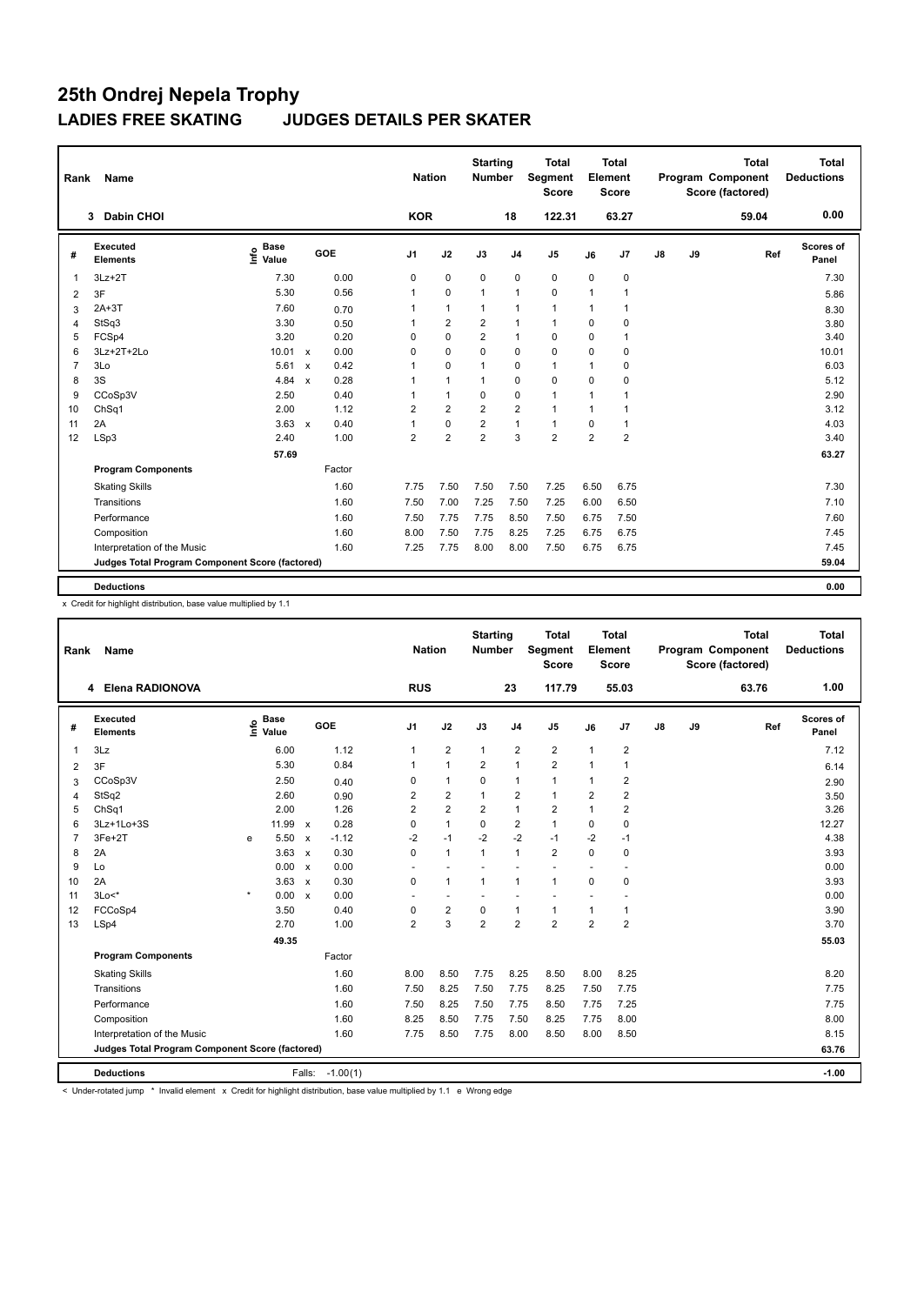# 25th Ondrej Nepela Trophy

## LADIES FREE SKATING JUDGES DETAILS PER SKATER

| Rank | Name | | | | Nation | | Starting Number | | Total Segment Score | | Total Element Score | | | Total Program Component Score (factored) | | Total Deductions |
|---|---|---|---|---|---|---|---|---|---|---|---|---|---|---|---|---|
| 3 | Dabin CHOI | | | | KOR | | 18 | | 122.31 | | 63.27 | | | 59.04 | | 0.00 |

| # | Executed Elements | Info | Base Value | | GOE | J1 | J2 | J3 | J4 | J5 | J6 | J7 | J8 | J9 | Ref | Scores of Panel |
|---|---|---|---|---|---|---|---|---|---|---|---|---|---|---|---|---|
| 1 | 3Lz+2T | | 7.30 | | 0.00 | 0 | 0 | 0 | 0 | 0 | 0 | 0 | | | | 7.30 |
| 2 | 3F | | 5.30 | | 0.56 | 1 | 0 | 1 | 1 | 0 | 1 | 1 | | | | 5.86 |
| 3 | 2A+3T | | 7.60 | | 0.70 | 1 | 1 | 1 | 1 | 1 | 1 | 1 | | | | 8.30 |
| 4 | StSq3 | | 3.30 | | 0.50 | 1 | 2 | 2 | 1 | 1 | 0 | 0 | | | | 3.80 |
| 5 | FCSp4 | | 3.20 | | 0.20 | 0 | 0 | 2 | 1 | 0 | 0 | 1 | | | | 3.40 |
| 6 | 3Lz+2T+2Lo | | 10.01 | x | 0.00 | 0 | 0 | 0 | 0 | 0 | 0 | 0 | | | | 10.01 |
| 7 | 3Lo | | 5.61 | x | 0.42 | 1 | 0 | 1 | 0 | 1 | 1 | 0 | | | | 6.03 |
| 8 | 3S | | 4.84 | x | 0.28 | 1 | 1 | 1 | 0 | 0 | 0 | 0 | | | | 5.12 |
| 9 | CCoSp3V | | 2.50 | | 0.40 | 1 | 1 | 0 | 0 | 1 | 1 | 1 | | | | 2.90 |
| 10 | ChSq1 | | 2.00 | | 1.12 | 2 | 2 | 2 | 2 | 1 | 1 | 1 | | | | 3.12 |
| 11 | 2A | | 3.63 | x | 0.40 | 1 | 0 | 2 | 1 | 1 | 0 | 1 | | | | 4.03 |
| 12 | LSp3 | | 2.40 | | 1.00 | 2 | 2 | 2 | 3 | 2 | 2 | 2 | | | | 3.40 |
| | | | 57.69 | | | | | | | | | | | | | 63.27 |
| | **Program Components** | | | | Factor | | | | | | | | | | | |
| | Skating Skills | | | | 1.60 | 7.75 | 7.50 | 7.50 | 7.50 | 7.25 | 6.50 | 6.75 | | | | 7.30 |
| | Transitions | | | | 1.60 | 7.50 | 7.00 | 7.25 | 7.50 | 7.25 | 6.00 | 6.50 | | | | 7.10 |
| | Performance | | | | 1.60 | 7.50 | 7.75 | 7.75 | 8.50 | 7.50 | 6.75 | 7.50 | | | | 7.60 |
| | Composition | | | | 1.60 | 8.00 | 7.50 | 7.75 | 8.25 | 7.25 | 6.75 | 6.75 | | | | 7.45 |
| | Interpretation of the Music | | | | 1.60 | 7.25 | 7.75 | 8.00 | 8.00 | 7.50 | 6.75 | 6.75 | | | | 7.45 |
| | **Judges Total Program Component Score (factored)** | | | | | | | | | | | | | | | 59.04 |
| | **Deductions** | | | | | | | | | | | | | | | 0.00 |

x Credit for highlight distribution, base value multiplied by 1.1

| Rank | Name | | | | Nation | | Starting Number | | Total Segment Score | | Total Element Score | | | Total Program Component Score (factored) | | Total Deductions |
|---|---|---|---|---|---|---|---|---|---|---|---|---|---|---|---|---|
| 4 | Elena RADIONOVA | | | | RUS | | 23 | | 117.79 | | 55.03 | | | 63.76 | | 1.00 |

| # | Executed Elements | Info | Base Value | | GOE | J1 | J2 | J3 | J4 | J5 | J6 | J7 | J8 | J9 | Ref | Scores of Panel |
|---|---|---|---|---|---|---|---|---|---|---|---|---|---|---|---|---|
| 1 | 3Lz | | 6.00 | | 1.12 | 1 | 2 | 1 | 2 | 2 | 1 | 2 | | | | 7.12 |
| 2 | 3F | | 5.30 | | 0.84 | 1 | 1 | 2 | 1 | 2 | 1 | 1 | | | | 6.14 |
| 3 | CCoSp3V | | 2.50 | | 0.40 | 0 | 1 | 0 | 1 | 1 | 1 | 2 | | | | 2.90 |
| 4 | StSq2 | | 2.60 | | 0.90 | 2 | 2 | 1 | 2 | 1 | 2 | 2 | | | | 3.50 |
| 5 | ChSq1 | | 2.00 | | 1.26 | 2 | 2 | 2 | 1 | 2 | 1 | 2 | | | | 3.26 |
| 6 | 3Lz+1Lo+3S | | 11.99 | x | 0.28 | 0 | 1 | 0 | 2 | 1 | 0 | 0 | | | | 12.27 |
| 7 | 3Fe+2T | e | 5.50 | x | -1.12 | -2 | -1 | -2 | -2 | -1 | -2 | -1 | | | | 4.38 |
| 8 | 2A | | 3.63 | x | 0.30 | 0 | 1 | 1 | 1 | 2 | 0 | 0 | | | | 3.93 |
| 9 | Lo | | 0.00 | x | 0.00 | - | - | - | - | - | - | - | | | | 0.00 |
| 10 | 2A | | 3.63 | x | 0.30 | 0 | 1 | 1 | 1 | 1 | 0 | 0 | | | | 3.93 |
| 11 | 3Lo<* | * | 0.00 | x | 0.00 | - | - | - | - | - | - | - | | | | 0.00 |
| 12 | FCCoSp4 | | 3.50 | | 0.40 | 0 | 2 | 0 | 1 | 1 | 1 | 1 | | | | 3.90 |
| 13 | LSp4 | | 2.70 | | 1.00 | 2 | 3 | 2 | 2 | 2 | 2 | 2 | | | | 3.70 |
| | | | 49.35 | | | | | | | | | | | | | 55.03 |
| | **Program Components** | | | | Factor | | | | | | | | | | | |
| | Skating Skills | | | | 1.60 | 8.00 | 8.50 | 7.75 | 8.25 | 8.50 | 8.00 | 8.25 | | | | 8.20 |
| | Transitions | | | | 1.60 | 7.50 | 8.25 | 7.50 | 7.75 | 8.25 | 7.50 | 7.75 | | | | 7.75 |
| | Performance | | | | 1.60 | 7.50 | 8.25 | 7.50 | 7.75 | 8.50 | 7.75 | 7.25 | | | | 7.75 |
| | Composition | | | | 1.60 | 8.25 | 8.50 | 7.75 | 7.50 | 8.25 | 7.75 | 8.00 | | | | 8.00 |
| | Interpretation of the Music | | | | 1.60 | 7.75 | 8.50 | 7.75 | 8.00 | 8.50 | 8.00 | 8.50 | | | | 8.15 |
| | **Judges Total Program Component Score (factored)** | | | | | | | | | | | | | | | 63.76 |
| | **Deductions** | | Falls: | | -1.00(1) | | | | | | | | | | | -1.00 |

< Under-rotated jump * Invalid element x Credit for highlight distribution, base value multiplied by 1.1 e Wrong edge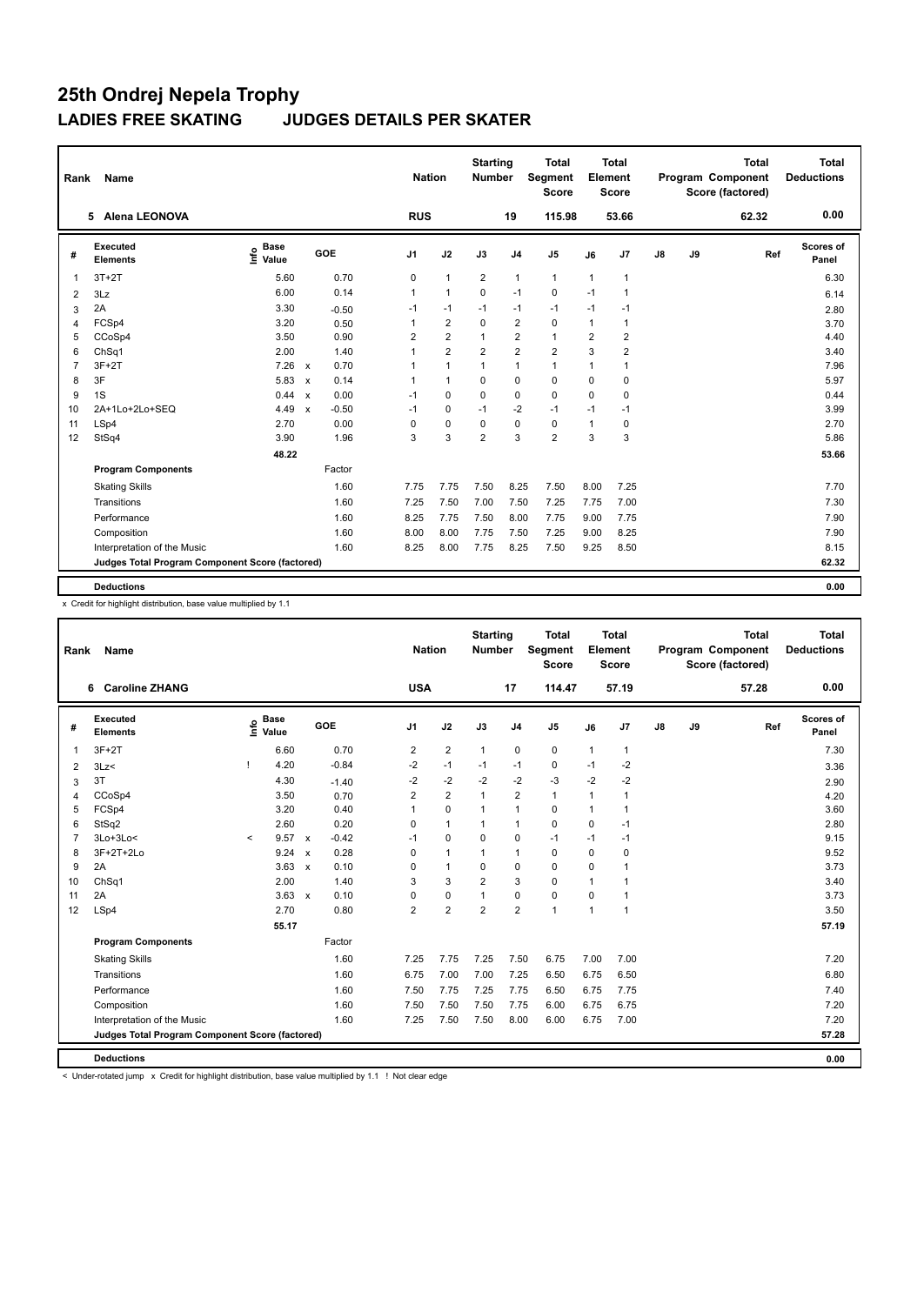# 25th Ondrej Nepela Trophy

## LADIES FREE SKATING JUDGES DETAILS PER SKATER

| Rank | Name | Nation | Starting Number | Total Segment Score | Total Element Score | Total Program Component Score (factored) | Total Deductions |
|---|---|---|---|---|---|---|---|
| 5 | Alena LEONOVA | RUS | 19 | 115.98 | 53.66 | 62.32 | 0.00 |

| # | Executed Elements | Info | Base Value | | GOE | J1 | J2 | J3 | J4 | J5 | J6 | J7 | J8 | J9 | Ref | Scores of Panel |
|---|---|---|---|---|---|---|---|---|---|---|---|---|---|---|---|---|
| 1 | 3T+2T | | 5.60 | | 0.70 | 0 | 1 | 2 | 1 | 1 | 1 | 1 | | | | 6.30 |
| 2 | 3Lz | | 6.00 | | 0.14 | 1 | 1 | 0 | -1 | 0 | -1 | 1 | | | | 6.14 |
| 3 | 2A | | 3.30 | | -0.50 | -1 | -1 | -1 | -1 | -1 | -1 | -1 | | | | 2.80 |
| 4 | FCSp4 | | 3.20 | | 0.50 | 1 | 2 | 0 | 2 | 0 | 1 | 1 | | | | 3.70 |
| 5 | CCoSp4 | | 3.50 | | 0.90 | 2 | 2 | 1 | 2 | 1 | 2 | 2 | | | | 4.40 |
| 6 | ChSq1 | | 2.00 | | 1.40 | 1 | 2 | 2 | 2 | 2 | 3 | 2 | | | | 3.40 |
| 7 | 3F+2T | | 7.26 | x | 0.70 | 1 | 1 | 1 | 1 | 1 | 1 | 1 | | | | 7.96 |
| 8 | 3F | | 5.83 | x | 0.14 | 1 | 1 | 0 | 0 | 0 | 0 | 0 | | | | 5.97 |
| 9 | 1S | | 0.44 | x | 0.00 | -1 | 0 | 0 | 0 | 0 | 0 | 0 | | | | 0.44 |
| 10 | 2A+1Lo+2Lo+SEQ | | 4.49 | x | -0.50 | -1 | 0 | -1 | -2 | -1 | -1 | -1 | | | | 3.99 |
| 11 | LSp4 | | 2.70 | | 0.00 | 0 | 0 | 0 | 0 | 0 | 1 | 0 | | | | 2.70 |
| 12 | StSq4 | | 3.90 | | 1.96 | 3 | 3 | 2 | 3 | 2 | 3 | 3 | | | | 5.86 |
| | | | 48.22 | | | | | | | | | | | | | 53.66 |
| | **Program Components** | | | | Factor | | | | | | | | | | | |
| | Skating Skills | | | | 1.60 | 7.75 | 7.75 | 7.50 | 8.25 | 7.50 | 8.00 | 7.25 | | | | 7.70 |
| | Transitions | | | | 1.60 | 7.25 | 7.50 | 7.00 | 7.50 | 7.25 | 7.75 | 7.00 | | | | 7.30 |
| | Performance | | | | 1.60 | 8.25 | 7.75 | 7.50 | 8.00 | 7.75 | 9.00 | 7.75 | | | | 7.90 |
| | Composition | | | | 1.60 | 8.00 | 8.00 | 7.75 | 7.50 | 7.25 | 9.00 | 8.25 | | | | 7.90 |
| | Interpretation of the Music | | | | 1.60 | 8.25 | 8.00 | 7.75 | 8.25 | 7.50 | 9.25 | 8.50 | | | | 8.15 |
| | **Judges Total Program Component Score (factored)** | | | | | | | | | | | | | | | 62.32 |
| | **Deductions** | | | | | | | | | | | | | | | 0.00 |

x Credit for highlight distribution, base value multiplied by 1.1

| Rank | Name | Nation | Starting Number | Total Segment Score | Total Element Score | Total Program Component Score (factored) | Total Deductions |
|---|---|---|---|---|---|---|---|
| 6 | Caroline ZHANG | USA | 17 | 114.47 | 57.19 | 57.28 | 0.00 |

| # | Executed Elements | Info | Base Value | | GOE | J1 | J2 | J3 | J4 | J5 | J6 | J7 | J8 | J9 | Ref | Scores of Panel |
|---|---|---|---|---|---|---|---|---|---|---|---|---|---|---|---|---|
| 1 | 3F+2T | | 6.60 | | 0.70 | 2 | 2 | 1 | 0 | 0 | 1 | 1 | | | | 7.30 |
| 2 | 3Lz< | ! | 4.20 | | -0.84 | -2 | -1 | -1 | -1 | 0 | -1 | -2 | | | | 3.36 |
| 3 | 3T | | 4.30 | | -1.40 | -2 | -2 | -2 | -2 | -3 | -2 | -2 | | | | 2.90 |
| 4 | CCoSp4 | | 3.50 | | 0.70 | 2 | 2 | 1 | 2 | 1 | 1 | 1 | | | | 4.20 |
| 5 | FCSp4 | | 3.20 | | 0.40 | 1 | 0 | 1 | 1 | 0 | 1 | 1 | | | | 3.60 |
| 6 | StSq2 | | 2.60 | | 0.20 | 0 | 1 | 1 | 1 | 0 | 0 | -1 | | | | 2.80 |
| 7 | 3Lo+3Lo< | < | 9.57 | x | -0.42 | -1 | 0 | 0 | 0 | -1 | -1 | -1 | | | | 9.15 |
| 8 | 3F+2T+2Lo | | 9.24 | x | 0.28 | 0 | 1 | 1 | 1 | 0 | 0 | 0 | | | | 9.52 |
| 9 | 2A | | 3.63 | x | 0.10 | 0 | 1 | 0 | 0 | 0 | 0 | 1 | | | | 3.73 |
| 10 | ChSq1 | | 2.00 | | 1.40 | 3 | 3 | 2 | 3 | 0 | 1 | 1 | | | | 3.40 |
| 11 | 2A | | 3.63 | x | 0.10 | 0 | 0 | 1 | 0 | 0 | 0 | 1 | | | | 3.73 |
| 12 | LSp4 | | 2.70 | | 0.80 | 2 | 2 | 2 | 2 | 1 | 1 | 1 | | | | 3.50 |
| | | | 55.17 | | | | | | | | | | | | | 57.19 |
| | **Program Components** | | | | Factor | | | | | | | | | | | |
| | Skating Skills | | | | 1.60 | 7.25 | 7.75 | 7.25 | 7.50 | 6.75 | 7.00 | 7.00 | | | | 7.20 |
| | Transitions | | | | 1.60 | 6.75 | 7.00 | 7.00 | 7.25 | 6.50 | 6.75 | 6.50 | | | | 6.80 |
| | Performance | | | | 1.60 | 7.50 | 7.75 | 7.25 | 7.75 | 6.50 | 6.75 | 7.75 | | | | 7.40 |
| | Composition | | | | 1.60 | 7.50 | 7.50 | 7.50 | 7.75 | 6.00 | 6.75 | 6.75 | | | | 7.20 |
| | Interpretation of the Music | | | | 1.60 | 7.25 | 7.50 | 7.50 | 8.00 | 6.00 | 6.75 | 7.00 | | | | 7.20 |
| | **Judges Total Program Component Score (factored)** | | | | | | | | | | | | | | | 57.28 |
| | **Deductions** | | | | | | | | | | | | | | | 0.00 |

< Under-rotated jump x Credit for highlight distribution, base value multiplied by 1.1 ! Not clear edge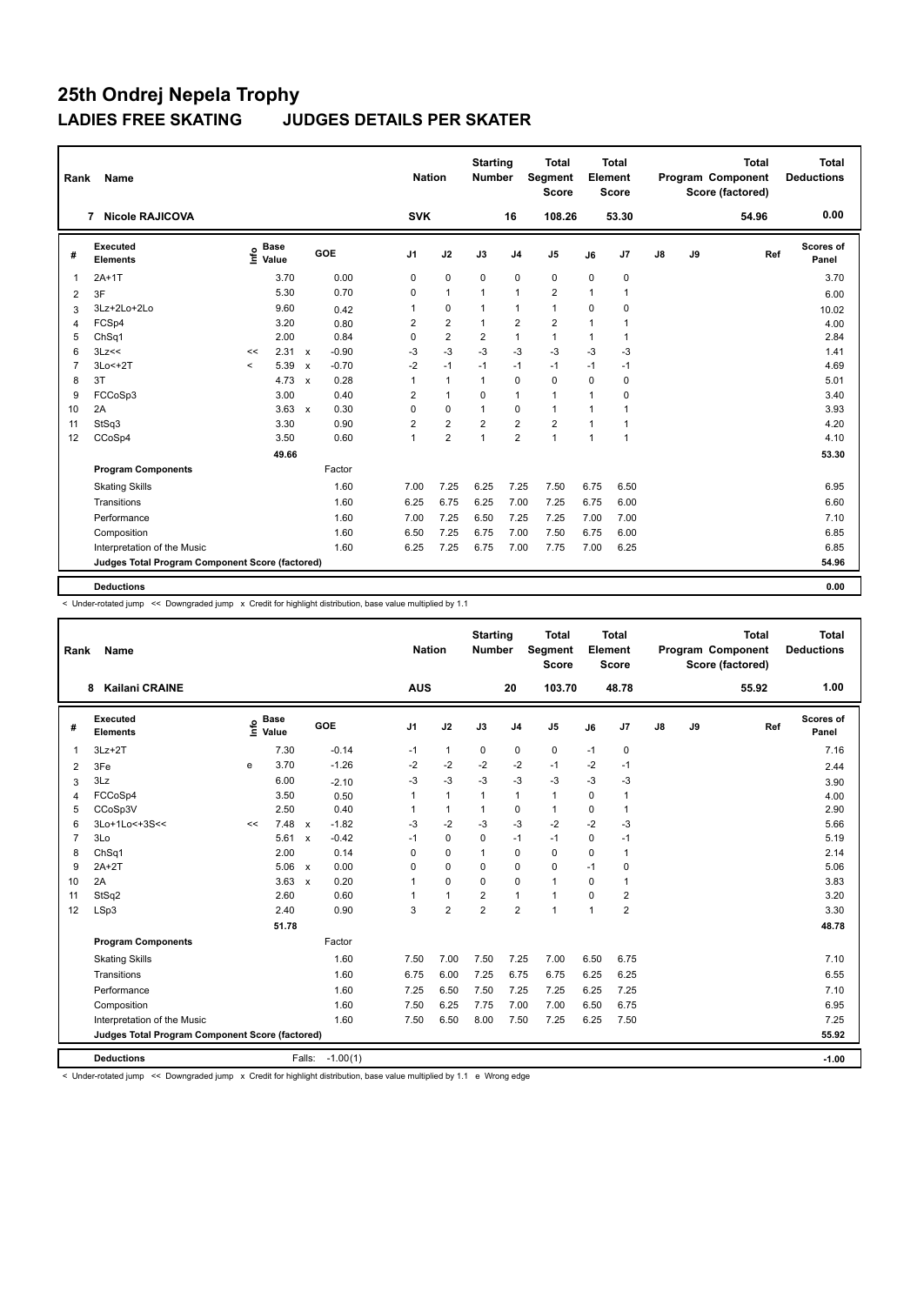# 25th Ondrej Nepela Trophy

## LADIES FREE SKATING JUDGES DETAILS PER SKATER

| Rank | Name | Nation | Starting Number | Total Segment Score | Total Element Score | Total Program Component Score (factored) | Total Deductions |
|---|---|---|---|---|---|---|---|
| 7 | Nicole RAJICOVA | SVK | 16 | 108.26 | 53.30 | 54.96 | 0.00 |

| # | Executed Elements | Info | Base Value | | GOE | J1 | J2 | J3 | J4 | J5 | J6 | J7 | J8 | J9 | Ref | Scores of Panel |
|---|---|---|---|---|---|---|---|---|---|---|---|---|---|---|---|---|
| 1 | 2A+1T | | 3.70 | | 0.00 | 0 | 0 | 0 | 0 | 0 | 0 | 0 | | | | 3.70 |
| 2 | 3F | | 5.30 | | 0.70 | 0 | 1 | 1 | 1 | 2 | 1 | 1 | | | | 6.00 |
| 3 | 3Lz+2Lo+2Lo | | 9.60 | | 0.42 | 1 | 0 | 1 | 1 | 1 | 0 | 0 | | | | 10.02 |
| 4 | FCSp4 | | 3.20 | | 0.80 | 2 | 2 | 1 | 2 | 2 | 1 | 1 | | | | 4.00 |
| 5 | ChSq1 | | 2.00 | | 0.84 | 0 | 2 | 2 | 1 | 1 | 1 | 1 | | | | 2.84 |
| 6 | 3Lz<< | << | 2.31 | x | -0.90 | -3 | -3 | -3 | -3 | -3 | -3 | -3 | | | | 1.41 |
| 7 | 3Lo<+2T | < | 5.39 | x | -0.70 | -2 | -1 | -1 | -1 | -1 | -1 | -1 | | | | 4.69 |
| 8 | 3T | | 4.73 | x | 0.28 | 1 | 1 | 1 | 0 | 0 | 0 | 0 | | | | 5.01 |
| 9 | FCCoSp3 | | 3.00 | | 0.40 | 2 | 1 | 0 | 1 | 1 | 1 | 0 | | | | 3.40 |
| 10 | 2A | | 3.63 | x | 0.30 | 0 | 0 | 1 | 0 | 1 | 1 | 1 | | | | 3.93 |
| 11 | StSq3 | | 3.30 | | 0.90 | 2 | 2 | 2 | 2 | 2 | 1 | 1 | | | | 4.20 |
| 12 | CCoSp4 | | 3.50 | | 0.60 | 1 | 2 | 1 | 2 | 1 | 1 | 1 | | | | 4.10 |
| | | | 49.66 | | | | | | | | | | | | | 53.30 |
| | **Program Components** | | | | Factor | | | | | | | | | | | |
| | Skating Skills | | | | 1.60 | 7.00 | 7.25 | 6.25 | 7.25 | 7.50 | 6.75 | 6.50 | | | | 6.95 |
| | Transitions | | | | 1.60 | 6.25 | 6.75 | 6.25 | 7.00 | 7.25 | 6.75 | 6.00 | | | | 6.60 |
| | Performance | | | | 1.60 | 7.00 | 7.25 | 6.50 | 7.25 | 7.25 | 7.00 | 7.00 | | | | 7.10 |
| | Composition | | | | 1.60 | 6.50 | 7.25 | 6.75 | 7.00 | 7.50 | 6.75 | 6.00 | | | | 6.85 |
| | Interpretation of the Music | | | | 1.60 | 6.25 | 7.25 | 6.75 | 7.00 | 7.75 | 7.00 | 6.25 | | | | 6.85 |
| | **Judges Total Program Component Score (factored)** | | | | | | | | | | | | | | | 54.96 |
| | **Deductions** | | | | | | | | | | | | | | | 0.00 |

< Under-rotated jump << Downgraded jump x Credit for highlight distribution, base value multiplied by 1.1

| Rank | Name | Nation | Starting Number | Total Segment Score | Total Element Score | Total Program Component Score (factored) | Total Deductions |
|---|---|---|---|---|---|---|---|
| 8 | Kailani CRAINE | AUS | 20 | 103.70 | 48.78 | 55.92 | 1.00 |

| # | Executed Elements | Info | Base Value | | GOE | J1 | J2 | J3 | J4 | J5 | J6 | J7 | J8 | J9 | Ref | Scores of Panel |
|---|---|---|---|---|---|---|---|---|---|---|---|---|---|---|---|---|
| 1 | 3Lz+2T | | 7.30 | | -0.14 | -1 | 1 | 0 | 0 | 0 | -1 | 0 | | | | 7.16 |
| 2 | 3Fe | e | 3.70 | | -1.26 | -2 | -2 | -2 | -2 | -1 | -2 | -1 | | | | 2.44 |
| 3 | 3Lz | | 6.00 | | -2.10 | -3 | -3 | -3 | -3 | -3 | -3 | -3 | | | | 3.90 |
| 4 | FCCoSp4 | | 3.50 | | 0.50 | 1 | 1 | 1 | 1 | 1 | 0 | 1 | | | | 4.00 |
| 5 | CCoSp3V | | 2.50 | | 0.40 | 1 | 1 | 1 | 0 | 1 | 0 | 1 | | | | 2.90 |
| 6 | 3Lo+1Lo<+3S<< | << | 7.48 | x | -1.82 | -3 | -2 | -3 | -3 | -2 | -2 | -3 | | | | 5.66 |
| 7 | 3Lo | | 5.61 | x | -0.42 | -1 | 0 | 0 | -1 | -1 | 0 | -1 | | | | 5.19 |
| 8 | ChSq1 | | 2.00 | | 0.14 | 0 | 0 | 1 | 0 | 0 | 0 | 1 | | | | 2.14 |
| 9 | 2A+2T | | 5.06 | x | 0.00 | 0 | 0 | 0 | 0 | 0 | -1 | 0 | | | | 5.06 |
| 10 | 2A | | 3.63 | x | 0.20 | 1 | 0 | 0 | 0 | 1 | 0 | 1 | | | | 3.83 |
| 11 | StSq2 | | 2.60 | | 0.60 | 1 | 1 | 2 | 1 | 1 | 0 | 2 | | | | 3.20 |
| 12 | LSp3 | | 2.40 | | 0.90 | 3 | 2 | 2 | 2 | 1 | 1 | 2 | | | | 3.30 |
| | | | 51.78 | | | | | | | | | | | | | 48.78 |
| | **Program Components** | | | | Factor | | | | | | | | | | | |
| | Skating Skills | | | | 1.60 | 7.50 | 7.00 | 7.50 | 7.25 | 7.00 | 6.50 | 6.75 | | | | 7.10 |
| | Transitions | | | | 1.60 | 6.75 | 6.00 | 7.25 | 6.75 | 6.75 | 6.25 | 6.25 | | | | 6.55 |
| | Performance | | | | 1.60 | 7.25 | 6.50 | 7.50 | 7.25 | 7.25 | 6.25 | 7.25 | | | | 7.10 |
| | Composition | | | | 1.60 | 7.50 | 6.25 | 7.75 | 7.00 | 7.00 | 6.50 | 6.75 | | | | 6.95 |
| | Interpretation of the Music | | | | 1.60 | 7.50 | 6.50 | 8.00 | 7.50 | 7.25 | 6.25 | 7.50 | | | | 7.25 |
| | **Judges Total Program Component Score (factored)** | | | | | | | | | | | | | | | 55.92 |
| | **Deductions** | | | Falls: | -1.00(1) | | | | | | | | | | | -1.00 |

< Under-rotated jump << Downgraded jump x Credit for highlight distribution, base value multiplied by 1.1 e Wrong edge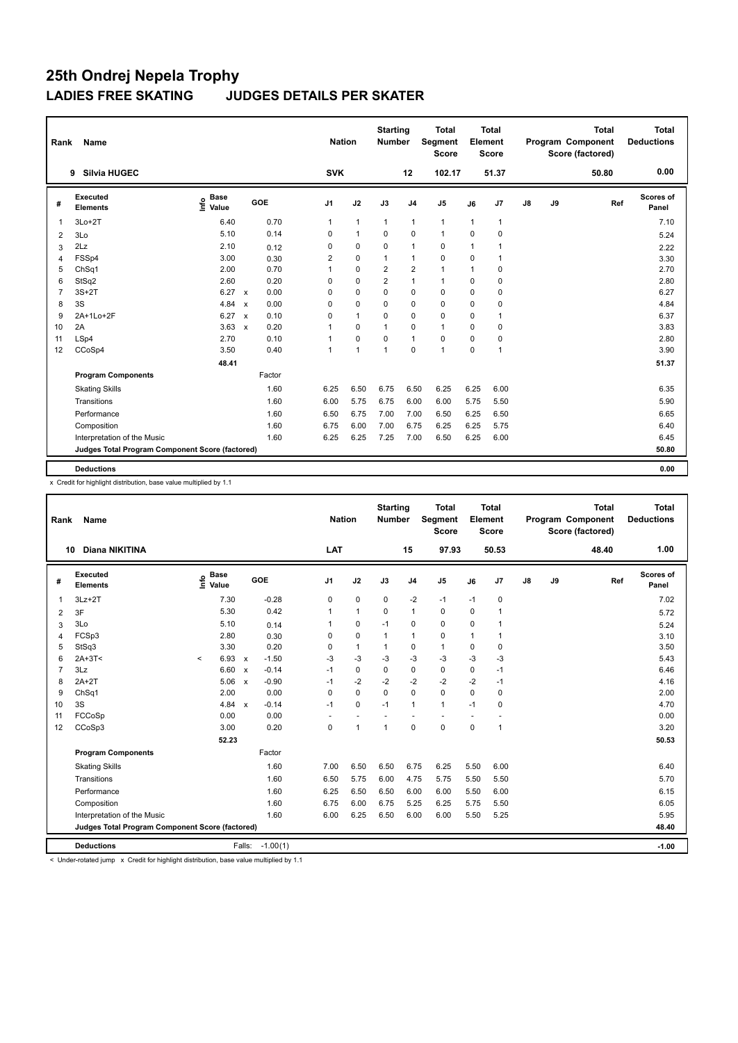# 25th Ondrej Nepela Trophy

## LADIES FREE SKATING JUDGES DETAILS PER SKATER

| Rank | Name | Nation | Starting Number | Total Segment Score | Total Element Score | Total Program Component Score (factored) | Total Deductions |
|---|---|---|---|---|---|---|---|
| 9 | Silvia HUGEC | SVK | 12 | 102.17 | 51.37 | 50.80 | 0.00 |

| # | Executed Elements | Info | Base Value | | GOE | J1 | J2 | J3 | J4 | J5 | J6 | J7 | J8 | J9 | Ref | Scores of Panel |
|---|---|---|---|---|---|---|---|---|---|---|---|---|---|---|---|---|
| 1 | 3Lo+2T | | 6.40 | | 0.70 | 1 | 1 | 1 | 1 | 1 | 1 | 1 | | | | 7.10 |
| 2 | 3Lo | | 5.10 | | 0.14 | 0 | 1 | 0 | 0 | 1 | 0 | 0 | | | | 5.24 |
| 3 | 2Lz | | 2.10 | | 0.12 | 0 | 0 | 0 | 1 | 0 | 1 | 1 | | | | 2.22 |
| 4 | FSSp4 | | 3.00 | | 0.30 | 2 | 0 | 1 | 1 | 0 | 0 | 1 | | | | 3.30 |
| 5 | ChSq1 | | 2.00 | | 0.70 | 1 | 0 | 2 | 2 | 1 | 1 | 0 | | | | 2.70 |
| 6 | StSq2 | | 2.60 | | 0.20 | 0 | 0 | 2 | 1 | 1 | 0 | 0 | | | | 2.80 |
| 7 | 3S+2T | | 6.27 | x | 0.00 | 0 | 0 | 0 | 0 | 0 | 0 | 0 | | | | 6.27 |
| 8 | 3S | | 4.84 | x | 0.00 | 0 | 0 | 0 | 0 | 0 | 0 | 0 | | | | 4.84 |
| 9 | 2A+1Lo+2F | | 6.27 | x | 0.10 | 0 | 1 | 0 | 0 | 0 | 0 | 1 | | | | 6.37 |
| 10 | 2A | | 3.63 | x | 0.20 | 1 | 0 | 1 | 0 | 1 | 0 | 0 | | | | 3.83 |
| 11 | LSp4 | | 2.70 | | 0.10 | 1 | 0 | 0 | 1 | 0 | 0 | 0 | | | | 2.80 |
| 12 | CCoSp4 | | 3.50 | | 0.40 | 1 | 1 | 1 | 0 | 1 | 0 | 1 | | | | 3.90 |
| | | | 48.41 | | | | | | | | | | | | | 51.37 |
| | **Program Components** | | | | Factor | | | | | | | | | | | |
| | Skating Skills | | | | 1.60 | 6.25 | 6.50 | 6.75 | 6.50 | 6.25 | 6.25 | 6.00 | | | | 6.35 |
| | Transitions | | | | 1.60 | 6.00 | 5.75 | 6.75 | 6.00 | 6.00 | 5.75 | 5.50 | | | | 5.90 |
| | Performance | | | | 1.60 | 6.50 | 6.75 | 7.00 | 7.00 | 6.50 | 6.25 | 6.50 | | | | 6.65 |
| | Composition | | | | 1.60 | 6.75 | 6.00 | 7.00 | 6.75 | 6.25 | 6.25 | 5.75 | | | | 6.40 |
| | Interpretation of the Music | | | | 1.60 | 6.25 | 6.25 | 7.25 | 7.00 | 6.50 | 6.25 | 6.00 | | | | 6.45 |
| | **Judges Total Program Component Score (factored)** | | | | | | | | | | | | | | | 50.80 |
| | **Deductions** | | | | | | | | | | | | | | | 0.00 |

x Credit for highlight distribution, base value multiplied by 1.1

| Rank | Name | Nation | Starting Number | Total Segment Score | Total Element Score | Total Program Component Score (factored) | Total Deductions |
|---|---|---|---|---|---|---|---|
| 10 | Diana NIKITINA | LAT | 15 | 97.93 | 50.53 | 48.40 | 1.00 |

| # | Executed Elements | Info | Base Value | | GOE | J1 | J2 | J3 | J4 | J5 | J6 | J7 | J8 | J9 | Ref | Scores of Panel |
|---|---|---|---|---|---|---|---|---|---|---|---|---|---|---|---|---|
| 1 | 3Lz+2T | | 7.30 | | -0.28 | 0 | 0 | 0 | -2 | -1 | -1 | 0 | | | | 7.02 |
| 2 | 3F | | 5.30 | | 0.42 | 1 | 1 | 0 | 1 | 0 | 0 | 1 | | | | 5.72 |
| 3 | 3Lo | | 5.10 | | 0.14 | 1 | 0 | -1 | 0 | 0 | 0 | 1 | | | | 5.24 |
| 4 | FCSp3 | | 2.80 | | 0.30 | 0 | 0 | 1 | 1 | 0 | 1 | 1 | | | | 3.10 |
| 5 | StSq3 | | 3.30 | | 0.20 | 0 | 1 | 1 | 0 | 1 | 0 | 0 | | | | 3.50 |
| 6 | 2A+3T< | < | 6.93 | x | -1.50 | -3 | -3 | -3 | -3 | -3 | -3 | -3 | | | | 5.43 |
| 7 | 3Lz | | 6.60 | x | -0.14 | -1 | 0 | 0 | 0 | 0 | 0 | -1 | | | | 6.46 |
| 8 | 2A+2T | | 5.06 | x | -0.90 | -1 | -2 | -2 | -2 | -2 | -2 | -1 | | | | 4.16 |
| 9 | ChSq1 | | 2.00 | | 0.00 | 0 | 0 | 0 | 0 | 0 | 0 | 0 | | | | 2.00 |
| 10 | 3S | | 4.84 | x | -0.14 | -1 | 0 | -1 | 1 | 1 | -1 | 0 | | | | 4.70 |
| 11 | FCCoSp | | 0.00 | | 0.00 | - | - | - | - | - | - | - | | | | 0.00 |
| 12 | CCoSp3 | | 3.00 | | 0.20 | 0 | 1 | 1 | 0 | 0 | 0 | 1 | | | | 3.20 |
| | | | 52.23 | | | | | | | | | | | | | 50.53 |
| | **Program Components** | | | | Factor | | | | | | | | | | | |
| | Skating Skills | | | | 1.60 | 7.00 | 6.50 | 6.50 | 6.75 | 6.25 | 5.50 | 6.00 | | | | 6.40 |
| | Transitions | | | | 1.60 | 6.50 | 5.75 | 6.00 | 4.75 | 5.75 | 5.50 | 5.50 | | | | 5.70 |
| | Performance | | | | 1.60 | 6.25 | 6.50 | 6.50 | 6.00 | 6.00 | 5.50 | 6.00 | | | | 6.15 |
| | Composition | | | | 1.60 | 6.75 | 6.00 | 6.75 | 5.25 | 6.25 | 5.75 | 5.50 | | | | 6.05 |
| | Interpretation of the Music | | | | 1.60 | 6.00 | 6.25 | 6.50 | 6.00 | 6.00 | 5.50 | 5.25 | | | | 5.95 |
| | **Judges Total Program Component Score (factored)** | | | | | | | | | | | | | | | 48.40 |
| | **Deductions** | | | Falls: | -1.00(1) | | | | | | | | | | | -1.00 |

< Under-rotated jump x Credit for highlight distribution, base value multiplied by 1.1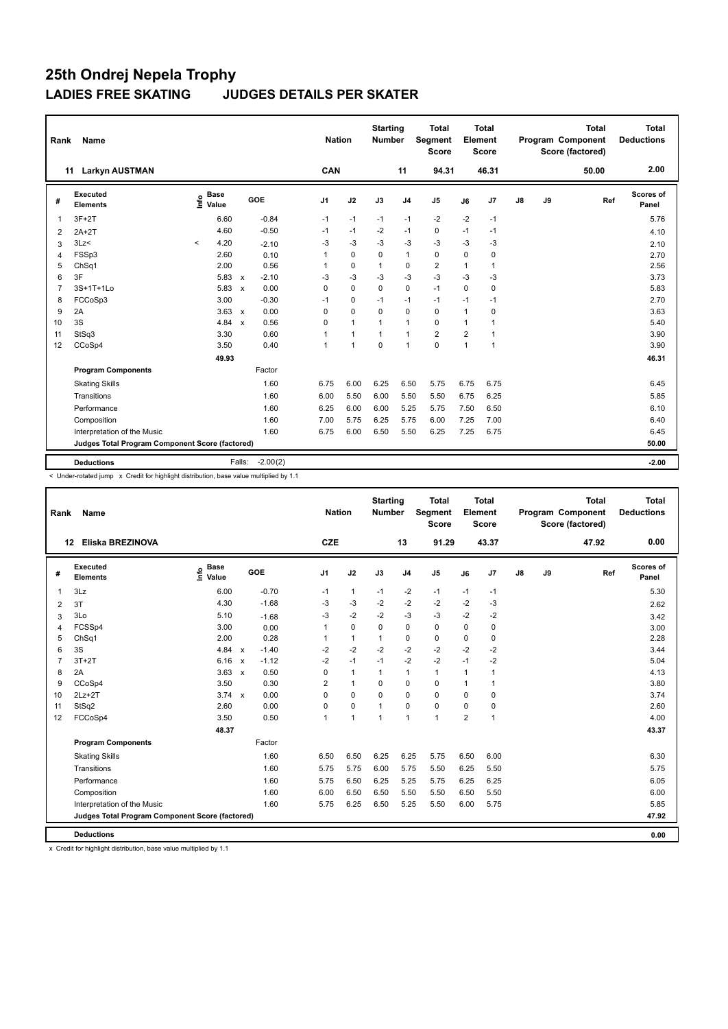# 25th Ondrej Nepela Trophy

## LADIES FREE SKATING JUDGES DETAILS PER SKATER

| Rank | Name | Nation | Starting Number | Total Segment Score | Total Element Score | Total Program Component Score (factored) | Total Deductions |
|---|---|---|---|---|---|---|---|
| 11 | Larkyn AUSTMAN | CAN | 11 | 94.31 | 46.31 | 50.00 | 2.00 |

| # | Executed Elements | Info | Base Value | | GOE | J1 | J2 | J3 | J4 | J5 | J6 | J7 | J8 | J9 | Ref | Scores of Panel |
|---|---|---|---|---|---|---|---|---|---|---|---|---|---|---|---|---|
| 1 | 3F+2T | | 6.60 | | -0.84 | -1 | -1 | -1 | -1 | -2 | -2 | -1 | | | | 5.76 |
| 2 | 2A+2T | | 4.60 | | -0.50 | -1 | -1 | -2 | -1 | 0 | -1 | -1 | | | | 4.10 |
| 3 | 3Lz< | < | 4.20 | | -2.10 | -3 | -3 | -3 | -3 | -3 | -3 | -3 | | | | 2.10 |
| 4 | FSSp3 | | 2.60 | | 0.10 | 1 | 0 | 0 | 1 | 0 | 0 | 0 | | | | 2.70 |
| 5 | ChSq1 | | 2.00 | | 0.56 | 1 | 0 | 1 | 0 | 2 | 1 | 1 | | | | 2.56 |
| 6 | 3F | | 5.83 | x | -2.10 | -3 | -3 | -3 | -3 | -3 | -3 | -3 | | | | 3.73 |
| 7 | 3S+1T+1Lo | | 5.83 | x | 0.00 | 0 | 0 | 0 | 0 | -1 | 0 | 0 | | | | 5.83 |
| 8 | FCCoSp3 | | 3.00 | | -0.30 | -1 | 0 | -1 | -1 | -1 | -1 | -1 | | | | 2.70 |
| 9 | 2A | | 3.63 | x | 0.00 | 0 | 0 | 0 | 0 | 0 | 1 | 0 | | | | 3.63 |
| 10 | 3S | | 4.84 | x | 0.56 | 0 | 1 | 1 | 1 | 0 | 1 | 1 | | | | 5.40 |
| 11 | StSq3 | | 3.30 | | 0.60 | 1 | 1 | 1 | 1 | 2 | 2 | 1 | | | | 3.90 |
| 12 | CCoSp4 | | 3.50 | | 0.40 | 1 | 1 | 0 | 1 | 0 | 1 | 1 | | | | 3.90 |
| | | | 49.93 | | | | | | | | | | | | | 46.31 |
| | **Program Components** | | | | Factor | | | | | | | | | | | |
| | Skating Skills | | | | 1.60 | 6.75 | 6.00 | 6.25 | 6.50 | 5.75 | 6.75 | 6.75 | | | | 6.45 |
| | Transitions | | | | 1.60 | 6.00 | 5.50 | 6.00 | 5.50 | 5.50 | 6.75 | 6.25 | | | | 5.85 |
| | Performance | | | | 1.60 | 6.25 | 6.00 | 6.00 | 5.25 | 5.75 | 7.50 | 6.50 | | | | 6.10 |
| | Composition | | | | 1.60 | 7.00 | 5.75 | 6.25 | 5.75 | 6.00 | 7.25 | 7.00 | | | | 6.40 |
| | Interpretation of the Music | | | | 1.60 | 6.75 | 6.00 | 6.50 | 5.50 | 6.25 | 7.25 | 6.75 | | | | 6.45 |
| | **Judges Total Program Component Score (factored)** | | | | | | | | | | | | | | | 50.00 |
| | **Deductions** | | | Falls: | -2.00(2) | | | | | | | | | | | -2.00 |

< Under-rotated jump x Credit for highlight distribution, base value multiplied by 1.1

| Rank | Name | Nation | Starting Number | Total Segment Score | Total Element Score | Total Program Component Score (factored) | Total Deductions |
|---|---|---|---|---|---|---|---|
| 12 | Eliska BREZINOVA | CZE | 13 | 91.29 | 43.37 | 47.92 | 0.00 |

| # | Executed Elements | Info | Base Value | | GOE | J1 | J2 | J3 | J4 | J5 | J6 | J7 | J8 | J9 | Ref | Scores of Panel |
|---|---|---|---|---|---|---|---|---|---|---|---|---|---|---|---|---|
| 1 | 3Lz | | 6.00 | | -0.70 | -1 | 1 | -1 | -2 | -1 | -1 | -1 | | | | 5.30 |
| 2 | 3T | | 4.30 | | -1.68 | -3 | -3 | -2 | -2 | -2 | -2 | -3 | | | | 2.62 |
| 3 | 3Lo | | 5.10 | | -1.68 | -3 | -2 | -2 | -3 | -3 | -2 | -2 | | | | 3.42 |
| 4 | FCSSp4 | | 3.00 | | 0.00 | 1 | 0 | 0 | 0 | 0 | 0 | 0 | | | | 3.00 |
| 5 | ChSq1 | | 2.00 | | 0.28 | 1 | 1 | 1 | 0 | 0 | 0 | 0 | | | | 2.28 |
| 6 | 3S | | 4.84 | x | -1.40 | -2 | -2 | -2 | -2 | -2 | -2 | -2 | | | | 3.44 |
| 7 | 3T+2T | | 6.16 | x | -1.12 | -2 | -1 | -1 | -2 | -2 | -1 | -2 | | | | 5.04 |
| 8 | 2A | | 3.63 | x | 0.50 | 0 | 1 | 1 | 1 | 1 | 1 | 1 | | | | 4.13 |
| 9 | CCoSp4 | | 3.50 | | 0.30 | 2 | 1 | 0 | 0 | 0 | 1 | 1 | | | | 3.80 |
| 10 | 2Lz+2T | | 3.74 | x | 0.00 | 0 | 0 | 0 | 0 | 0 | 0 | 0 | | | | 3.74 |
| 11 | StSq2 | | 2.60 | | 0.00 | 0 | 0 | 1 | 0 | 0 | 0 | 0 | | | | 2.60 |
| 12 | FCCoSp4 | | 3.50 | | 0.50 | 1 | 1 | 1 | 1 | 1 | 2 | 1 | | | | 4.00 |
| | | | 48.37 | | | | | | | | | | | | | 43.37 |
| | **Program Components** | | | | Factor | | | | | | | | | | | |
| | Skating Skills | | | | 1.60 | 6.50 | 6.50 | 6.25 | 6.25 | 5.75 | 6.50 | 6.00 | | | | 6.30 |
| | Transitions | | | | 1.60 | 5.75 | 5.75 | 6.00 | 5.75 | 5.50 | 6.25 | 5.50 | | | | 5.75 |
| | Performance | | | | 1.60 | 5.75 | 6.50 | 6.25 | 5.25 | 5.75 | 6.25 | 6.25 | | | | 6.05 |
| | Composition | | | | 1.60 | 6.00 | 6.50 | 6.50 | 5.50 | 5.50 | 6.50 | 5.50 | | | | 6.00 |
| | Interpretation of the Music | | | | 1.60 | 5.75 | 6.25 | 6.50 | 5.25 | 5.50 | 6.00 | 5.75 | | | | 5.85 |
| | **Judges Total Program Component Score (factored)** | | | | | | | | | | | | | | | 47.92 |
| | **Deductions** | | | | | | | | | | | | | | | 0.00 |

x Credit for highlight distribution, base value multiplied by 1.1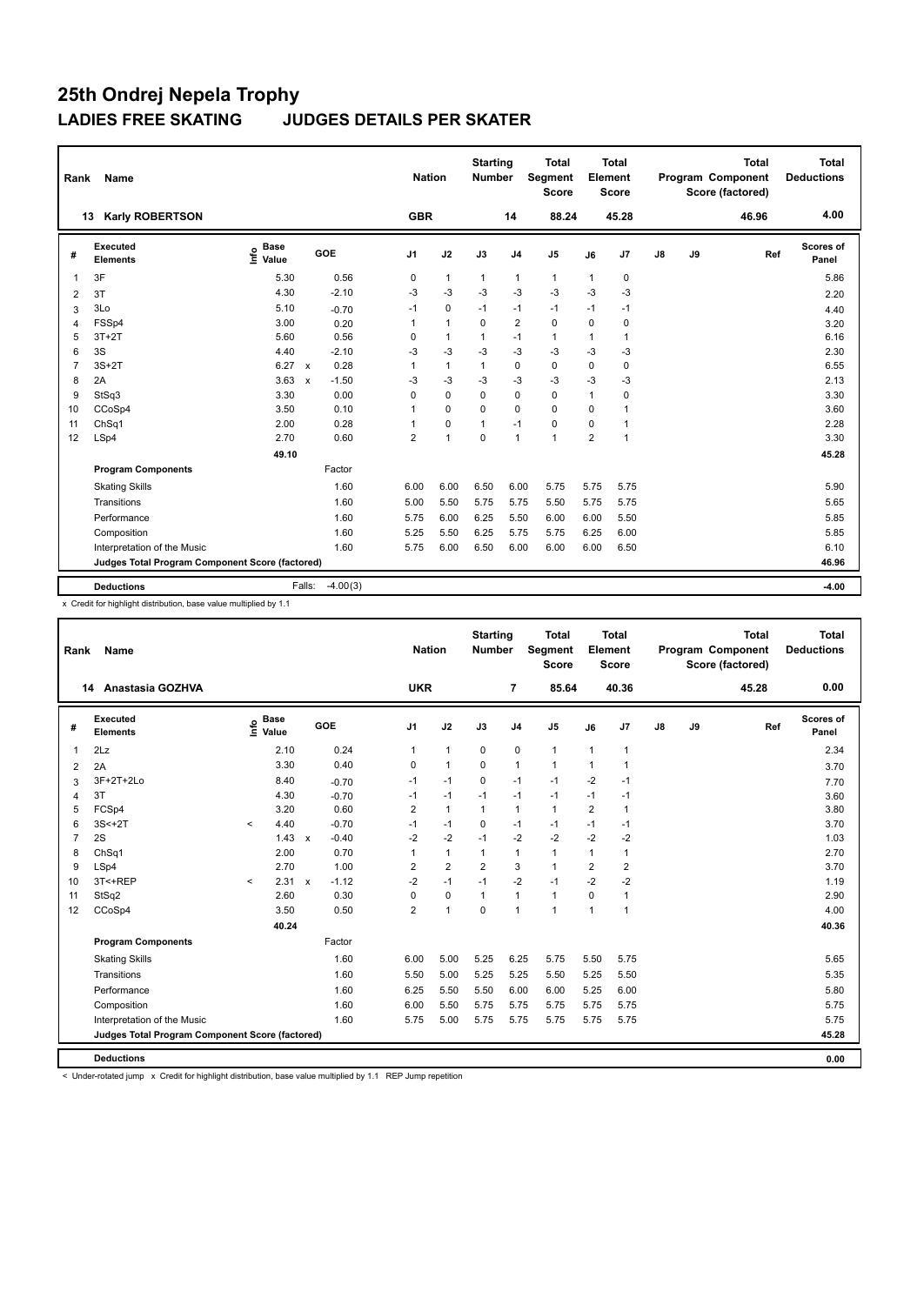# 25th Ondrej Nepela Trophy

## LADIES FREE SKATING JUDGES DETAILS PER SKATER

| Rank | Name | Nation | Starting Number | Total Segment Score | Total Element Score | Total Program Component Score (factored) | Total Deductions |
|---|---|---|---|---|---|---|---|
| 13 | Karly ROBERTSON | GBR | 14 | 88.24 | 45.28 | 46.96 | 4.00 |

| # | Executed Elements | Info | Base Value | | GOE | J1 | J2 | J3 | J4 | J5 | J6 | J7 | J8 | J9 | Ref | Scores of Panel |
|---|---|---|---|---|---|---|---|---|---|---|---|---|---|---|---|---|
| 1 | 3F | | 5.30 | | 0.56 | 0 | 1 | 1 | 1 | 1 | 1 | 0 | | | | 5.86 |
| 2 | 3T | | 4.30 | | -2.10 | -3 | -3 | -3 | -3 | -3 | -3 | -3 | | | | 2.20 |
| 3 | 3Lo | | 5.10 | | -0.70 | -1 | 0 | -1 | -1 | -1 | -1 | -1 | | | | 4.40 |
| 4 | FSSp4 | | 3.00 | | 0.20 | 1 | 1 | 0 | 2 | 0 | 0 | 0 | | | | 3.20 |
| 5 | 3T+2T | | 5.60 | | 0.56 | 0 | 1 | 1 | -1 | 1 | 1 | 1 | | | | 6.16 |
| 6 | 3S | | 4.40 | | -2.10 | -3 | -3 | -3 | -3 | -3 | -3 | -3 | | | | 2.30 |
| 7 | 3S+2T | | 6.27 | x | 0.28 | 1 | 1 | 1 | 0 | 0 | 0 | 0 | | | | 6.55 |
| 8 | 2A | | 3.63 | x | -1.50 | -3 | -3 | -3 | -3 | -3 | -3 | -3 | | | | 2.13 |
| 9 | StSq3 | | 3.30 | | 0.00 | 0 | 0 | 0 | 0 | 0 | 1 | 0 | | | | 3.30 |
| 10 | CCoSp4 | | 3.50 | | 0.10 | 1 | 0 | 0 | 0 | 0 | 0 | 1 | | | | 3.60 |
| 11 | ChSq1 | | 2.00 | | 0.28 | 1 | 0 | 1 | -1 | 0 | 0 | 1 | | | | 2.28 |
| 12 | LSp4 | | 2.70 | | 0.60 | 2 | 1 | 0 | 1 | 1 | 2 | 1 | | | | 3.30 |
| | | | 49.10 | | | | | | | | | | | | | 45.28 |
| | **Program Components** | | | | Factor | | | | | | | | | | | |
| | Skating Skills | | | | 1.60 | 6.00 | 6.00 | 6.50 | 6.00 | 5.75 | 5.75 | 5.75 | | | | 5.90 |
| | Transitions | | | | 1.60 | 5.00 | 5.50 | 5.75 | 5.75 | 5.50 | 5.75 | 5.75 | | | | 5.65 |
| | Performance | | | | 1.60 | 5.75 | 6.00 | 6.25 | 5.50 | 6.00 | 6.00 | 5.50 | | | | 5.85 |
| | Composition | | | | 1.60 | 5.25 | 5.50 | 6.25 | 5.75 | 5.75 | 6.25 | 6.00 | | | | 5.85 |
| | Interpretation of the Music | | | | 1.60 | 5.75 | 6.00 | 6.50 | 6.00 | 6.00 | 6.00 | 6.50 | | | | 6.10 |
| | **Judges Total Program Component Score (factored)** | | | | | | | | | | | | | | | 46.96 |
| | **Deductions** | | | Falls: | -4.00(3) | | | | | | | | | | | -4.00 |

x Credit for highlight distribution, base value multiplied by 1.1

| Rank | Name | Nation | Starting Number | Total Segment Score | Total Element Score | Total Program Component Score (factored) | Total Deductions |
|---|---|---|---|---|---|---|---|
| 14 | Anastasia GOZHVA | UKR | 7 | 85.64 | 40.36 | 45.28 | 0.00 |

| # | Executed Elements | Info | Base Value | | GOE | J1 | J2 | J3 | J4 | J5 | J6 | J7 | J8 | J9 | Ref | Scores of Panel |
|---|---|---|---|---|---|---|---|---|---|---|---|---|---|---|---|---|
| 1 | 2Lz | | 2.10 | | 0.24 | 1 | 1 | 0 | 0 | 1 | 1 | 1 | | | | 2.34 |
| 2 | 2A | | 3.30 | | 0.40 | 0 | 1 | 0 | 1 | 1 | 1 | 1 | | | | 3.70 |
| 3 | 3F+2T+2Lo | | 8.40 | | -0.70 | -1 | -1 | 0 | -1 | -1 | -2 | -1 | | | | 7.70 |
| 4 | 3T | | 4.30 | | -0.70 | -1 | -1 | -1 | -1 | -1 | -1 | -1 | | | | 3.60 |
| 5 | FCSp4 | | 3.20 | | 0.60 | 2 | 1 | 1 | 1 | 1 | 2 | 1 | | | | 3.80 |
| 6 | 3S<+2T | < | 4.40 | | -0.70 | -1 | -1 | 0 | -1 | -1 | -1 | -1 | | | | 3.70 |
| 7 | 2S | | 1.43 | x | -0.40 | -2 | -2 | -1 | -2 | -2 | -2 | -2 | | | | 1.03 |
| 8 | ChSq1 | | 2.00 | | 0.70 | 1 | 1 | 1 | 1 | 1 | 1 | 1 | | | | 2.70 |
| 9 | LSp4 | | 2.70 | | 1.00 | 2 | 2 | 2 | 3 | 1 | 2 | 2 | | | | 3.70 |
| 10 | 3T<+REP | < | 2.31 | x | -1.12 | -2 | -1 | -1 | -2 | -1 | -2 | -2 | | | | 1.19 |
| 11 | StSq2 | | 2.60 | | 0.30 | 0 | 0 | 1 | 1 | 1 | 0 | 1 | | | | 2.90 |
| 12 | CCoSp4 | | 3.50 | | 0.50 | 2 | 1 | 0 | 1 | 1 | 1 | 1 | | | | 4.00 |
| | | | 40.24 | | | | | | | | | | | | | 40.36 |
| | **Program Components** | | | | Factor | | | | | | | | | | | |
| | Skating Skills | | | | 1.60 | 6.00 | 5.00 | 5.25 | 6.25 | 5.75 | 5.50 | 5.75 | | | | 5.65 |
| | Transitions | | | | 1.60 | 5.50 | 5.00 | 5.25 | 5.25 | 5.50 | 5.25 | 5.50 | | | | 5.35 |
| | Performance | | | | 1.60 | 6.25 | 5.50 | 5.50 | 6.00 | 6.00 | 5.25 | 6.00 | | | | 5.80 |
| | Composition | | | | 1.60 | 6.00 | 5.50 | 5.75 | 5.75 | 5.75 | 5.75 | 5.75 | | | | 5.75 |
| | Interpretation of the Music | | | | 1.60 | 5.75 | 5.00 | 5.75 | 5.75 | 5.75 | 5.75 | 5.75 | | | | 5.75 |
| | **Judges Total Program Component Score (factored)** | | | | | | | | | | | | | | | 45.28 |
| | **Deductions** | | | | | | | | | | | | | | | 0.00 |

< Under-rotated jump x Credit for highlight distribution, base value multiplied by 1.1 REP Jump repetition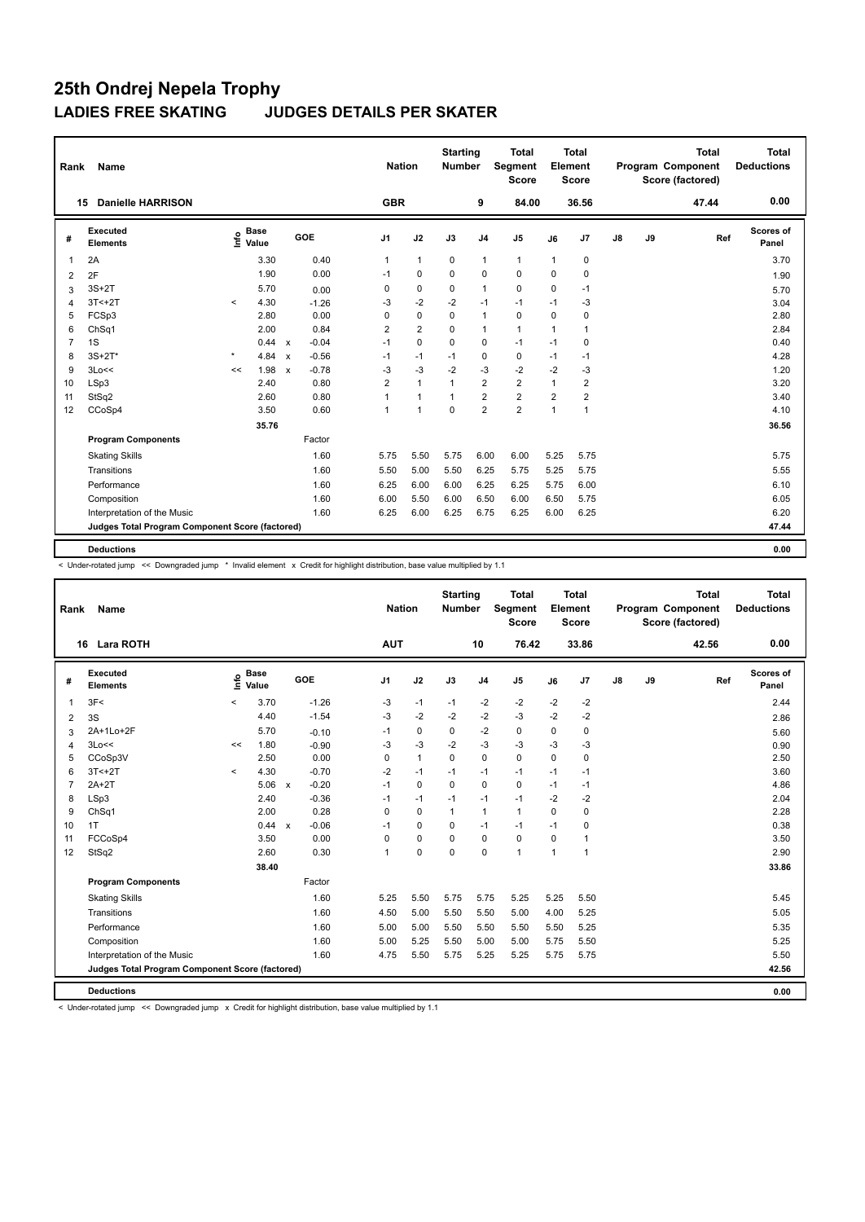# 25th Ondrej Nepela Trophy

## LADIES FREE SKATING JUDGES DETAILS PER SKATER

| Rank | Name | Nation | Starting Number | Total Segment Score | Total Element Score | Total Program Component Score (factored) | Total Deductions |
|---|---|---|---|---|---|---|---|
| 15 | Danielle HARRISON | GBR | 9 | 84.00 | 36.56 | 47.44 | 0.00 |

| # | Executed Elements | Info | Base Value | | GOE | J1 | J2 | J3 | J4 | J5 | J6 | J7 | J8 | J9 | Ref | Scores of Panel |
|---|---|---|---|---|---|---|---|---|---|---|---|---|---|---|---|---|
| 1 | 2A | | 3.30 | | 0.40 | 1 | 1 | 0 | 1 | 1 | 1 | 0 | | | | 3.70 |
| 2 | 2F | | 1.90 | | 0.00 | -1 | 0 | 0 | 0 | 0 | 0 | 0 | | | | 1.90 |
| 3 | 3S+2T | | 5.70 | | 0.00 | 0 | 0 | 0 | 1 | 0 | 0 | -1 | | | | 5.70 |
| 4 | 3T<+2T | < | 4.30 | | -1.26 | -3 | -2 | -2 | -1 | -1 | -1 | -3 | | | | 3.04 |
| 5 | FCSp3 | | 2.80 | | 0.00 | 0 | 0 | 0 | 1 | 0 | 0 | 0 | | | | 2.80 |
| 6 | ChSq1 | | 2.00 | | 0.84 | 2 | 2 | 0 | 1 | 1 | 1 | 1 | | | | 2.84 |
| 7 | 1S | | 0.44 | x | -0.04 | -1 | 0 | 0 | 0 | -1 | -1 | 0 | | | | 0.40 |
| 8 | 3S+2T* | * | 4.84 | x | -0.56 | -1 | -1 | -1 | 0 | 0 | -1 | -1 | | | | 4.28 |
| 9 | 3Lo<< | << | 1.98 | x | -0.78 | -3 | -3 | -2 | -3 | -2 | -2 | -3 | | | | 1.20 |
| 10 | LSp3 | | 2.40 | | 0.80 | 2 | 1 | 1 | 2 | 2 | 1 | 2 | | | | 3.20 |
| 11 | StSq2 | | 2.60 | | 0.80 | 1 | 1 | 1 | 2 | 2 | 2 | 2 | | | | 3.40 |
| 12 | CCoSp4 | | 3.50 | | 0.60 | 1 | 1 | 0 | 2 | 2 | 1 | 1 | | | | 4.10 |
| | | | 35.76 | | | | | | | | | | | | | 36.56 |
| | **Program Components** | | | | Factor | | | | | | | | | | | |
| | Skating Skills | | | | 1.60 | 5.75 | 5.50 | 5.75 | 6.00 | 6.00 | 5.25 | 5.75 | | | | 5.75 |
| | Transitions | | | | 1.60 | 5.50 | 5.00 | 5.50 | 6.25 | 5.75 | 5.25 | 5.75 | | | | 5.55 |
| | Performance | | | | 1.60 | 6.25 | 6.00 | 6.00 | 6.25 | 6.25 | 5.75 | 6.00 | | | | 6.10 |
| | Composition | | | | 1.60 | 6.00 | 5.50 | 6.00 | 6.50 | 6.00 | 6.50 | 5.75 | | | | 6.05 |
| | Interpretation of the Music | | | | 1.60 | 6.25 | 6.00 | 6.25 | 6.75 | 6.25 | 6.00 | 6.25 | | | | 6.20 |
| | Judges Total Program Component Score (factored) | | | | | | | | | | | | | | | 47.44 |
| | **Deductions** | | | | | | | | | | | | | | | 0.00 |

< Under-rotated jump << Downgraded jump * Invalid element x Credit for highlight distribution, base value multiplied by 1.1

| Rank | Name | Nation | Starting Number | Total Segment Score | Total Element Score | Total Program Component Score (factored) | Total Deductions |
|---|---|---|---|---|---|---|---|
| 16 | Lara ROTH | AUT | 10 | 76.42 | 33.86 | 42.56 | 0.00 |

| # | Executed Elements | Info | Base Value | | GOE | J1 | J2 | J3 | J4 | J5 | J6 | J7 | J8 | J9 | Ref | Scores of Panel |
|---|---|---|---|---|---|---|---|---|---|---|---|---|---|---|---|---|
| 1 | 3F< | < | 3.70 | | -1.26 | -3 | -1 | -1 | -2 | -2 | -2 | -2 | | | | 2.44 |
| 2 | 3S | | 4.40 | | -1.54 | -3 | -2 | -2 | -2 | -3 | -2 | -2 | | | | 2.86 |
| 3 | 2A+1Lo+2F | | 5.70 | | -0.10 | -1 | 0 | 0 | -2 | 0 | 0 | 0 | | | | 5.60 |
| 4 | 3Lo<< | << | 1.80 | | -0.90 | -3 | -3 | -2 | -3 | -3 | -3 | -3 | | | | 0.90 |
| 5 | CCoSp3V | | 2.50 | | 0.00 | 0 | 1 | 0 | 0 | 0 | 0 | 0 | | | | 2.50 |
| 6 | 3T<+2T | < | 4.30 | | -0.70 | -2 | -1 | -1 | -1 | -1 | -1 | -1 | | | | 3.60 |
| 7 | 2A+2T | | 5.06 | x | -0.20 | -1 | 0 | 0 | 0 | 0 | -1 | -1 | | | | 4.86 |
| 8 | LSp3 | | 2.40 | | -0.36 | -1 | -1 | -1 | -1 | -1 | -2 | -2 | | | | 2.04 |
| 9 | ChSq1 | | 2.00 | | 0.28 | 0 | 0 | 1 | 1 | 1 | 0 | 0 | | | | 2.28 |
| 10 | 1T | | 0.44 | x | -0.06 | -1 | 0 | 0 | -1 | -1 | -1 | 0 | | | | 0.38 |
| 11 | FCCoSp4 | | 3.50 | | 0.00 | 0 | 0 | 0 | 0 | 0 | 0 | 1 | | | | 3.50 |
| 12 | StSq2 | | 2.60 | | 0.30 | 1 | 0 | 0 | 0 | 1 | 1 | 1 | | | | 2.90 |
| | | | 38.40 | | | | | | | | | | | | | 33.86 |
| | **Program Components** | | | | Factor | | | | | | | | | | | |
| | Skating Skills | | | | 1.60 | 5.25 | 5.50 | 5.75 | 5.75 | 5.25 | 5.25 | 5.50 | | | | 5.45 |
| | Transitions | | | | 1.60 | 4.50 | 5.00 | 5.50 | 5.50 | 5.00 | 4.00 | 5.25 | | | | 5.05 |
| | Performance | | | | 1.60 | 5.00 | 5.00 | 5.50 | 5.50 | 5.50 | 5.50 | 5.25 | | | | 5.35 |
| | Composition | | | | 1.60 | 5.00 | 5.25 | 5.50 | 5.00 | 5.00 | 5.75 | 5.50 | | | | 5.25 |
| | Interpretation of the Music | | | | 1.60 | 4.75 | 5.50 | 5.75 | 5.25 | 5.25 | 5.75 | 5.75 | | | | 5.50 |
| | Judges Total Program Component Score (factored) | | | | | | | | | | | | | | | 42.56 |
| | **Deductions** | | | | | | | | | | | | | | | 0.00 |

< Under-rotated jump << Downgraded jump x Credit for highlight distribution, base value multiplied by 1.1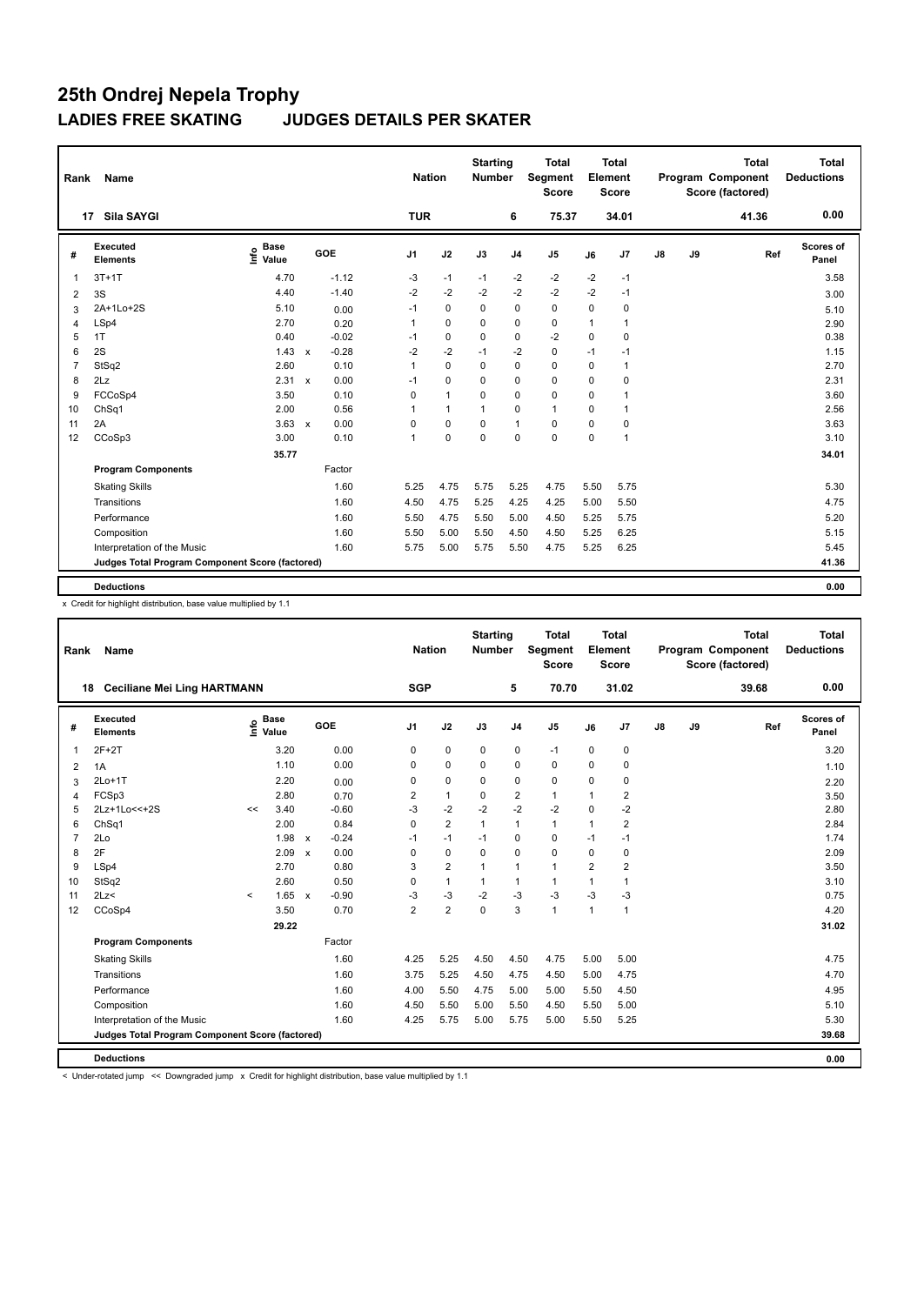# 25th Ondrej Nepela Trophy

## LADIES FREE SKATING JUDGES DETAILS PER SKATER

| Rank | Name | Nation | Starting Number | Total Segment Score | Total Element Score | Total Program Component Score (factored) | Total Deductions |
|---|---|---|---|---|---|---|---|
| 17 | Sila SAYGI | TUR | 6 | 75.37 | 34.01 | 41.36 | 0.00 |

| # | Executed Elements | Info | Base Value | | GOE | J1 | J2 | J3 | J4 | J5 | J6 | J7 | J8 | J9 | Ref | Scores of Panel |
|---|---|---|---|---|---|---|---|---|---|---|---|---|---|---|---|---|
| 1 | 3T+1T | | 4.70 | | -1.12 | -3 | -1 | -1 | -2 | -2 | -2 | -1 | | | | 3.58 |
| 2 | 3S | | 4.40 | | -1.40 | -2 | -2 | -2 | -2 | -2 | -2 | -1 | | | | 3.00 |
| 3 | 2A+1Lo+2S | | 5.10 | | 0.00 | -1 | 0 | 0 | 0 | 0 | 0 | 0 | | | | 5.10 |
| 4 | LSp4 | | 2.70 | | 0.20 | 1 | 0 | 0 | 0 | 0 | 1 | 1 | | | | 2.90 |
| 5 | 1T | | 0.40 | | -0.02 | -1 | 0 | 0 | 0 | -2 | 0 | 0 | | | | 0.38 |
| 6 | 2S | | 1.43 | x | -0.28 | -2 | -2 | -1 | -2 | 0 | -1 | -1 | | | | 1.15 |
| 7 | StSq2 | | 2.60 | | 0.10 | 1 | 0 | 0 | 0 | 0 | 0 | 1 | | | | 2.70 |
| 8 | 2Lz | | 2.31 | x | 0.00 | -1 | 0 | 0 | 0 | 0 | 0 | 0 | | | | 2.31 |
| 9 | FCCoSp4 | | 3.50 | | 0.10 | 0 | 1 | 0 | 0 | 0 | 0 | 1 | | | | 3.60 |
| 10 | ChSq1 | | 2.00 | | 0.56 | 1 | 1 | 1 | 0 | 1 | 0 | 1 | | | | 2.56 |
| 11 | 2A | | 3.63 | x | 0.00 | 0 | 0 | 0 | 1 | 0 | 0 | 0 | | | | 3.63 |
| 12 | CCoSp3 | | 3.00 | | 0.10 | 1 | 0 | 0 | 0 | 0 | 0 | 1 | | | | 3.10 |
| | | | 35.77 | | | | | | | | | | | | | 34.01 |
| | **Program Components** | | | | Factor | | | | | | | | | | | |
| | Skating Skills | | | | 1.60 | 5.25 | 4.75 | 5.75 | 5.25 | 4.75 | 5.50 | 5.75 | | | | 5.30 |
| | Transitions | | | | 1.60 | 4.50 | 4.75 | 5.25 | 4.25 | 4.25 | 5.00 | 5.50 | | | | 4.75 |
| | Performance | | | | 1.60 | 5.50 | 4.75 | 5.50 | 5.00 | 4.50 | 5.25 | 5.75 | | | | 5.20 |
| | Composition | | | | 1.60 | 5.50 | 5.00 | 5.50 | 4.50 | 4.50 | 5.25 | 6.25 | | | | 5.15 |
| | Interpretation of the Music | | | | 1.60 | 5.75 | 5.00 | 5.75 | 5.50 | 4.75 | 5.25 | 6.25 | | | | 5.45 |
| | **Judges Total Program Component Score (factored)** | | | | | | | | | | | | | | | 41.36 |
| | **Deductions** | | | | | | | | | | | | | | | 0.00 |

x Credit for highlight distribution, base value multiplied by 1.1

| Rank | Name | Nation | Starting Number | Total Segment Score | Total Element Score | Total Program Component Score (factored) | Total Deductions |
|---|---|---|---|---|---|---|---|
| 18 | Ceciliane Mei Ling HARTMANN | SGP | 5 | 70.70 | 31.02 | 39.68 | 0.00 |

| # | Executed Elements | Info | Base Value | | GOE | J1 | J2 | J3 | J4 | J5 | J6 | J7 | J8 | J9 | Ref | Scores of Panel |
|---|---|---|---|---|---|---|---|---|---|---|---|---|---|---|---|---|
| 1 | 2F+2T | | 3.20 | | 0.00 | 0 | 0 | 0 | 0 | -1 | 0 | 0 | | | | 3.20 |
| 2 | 1A | | 1.10 | | 0.00 | 0 | 0 | 0 | 0 | 0 | 0 | 0 | | | | 1.10 |
| 3 | 2Lo+1T | | 2.20 | | 0.00 | 0 | 0 | 0 | 0 | 0 | 0 | 0 | | | | 2.20 |
| 4 | FCSp3 | | 2.80 | | 0.70 | 2 | 1 | 0 | 2 | 1 | 1 | 2 | | | | 3.50 |
| 5 | 2Lz+1Lo<<+2S | << | 3.40 | | -0.60 | -3 | -2 | -2 | -2 | -2 | 0 | -2 | | | | 2.80 |
| 6 | ChSq1 | | 2.00 | | 0.84 | 0 | 2 | 1 | 1 | 1 | 1 | 2 | | | | 2.84 |
| 7 | 2Lo | | 1.98 | x | -0.24 | -1 | -1 | -1 | 0 | 0 | -1 | -1 | | | | 1.74 |
| 8 | 2F | | 2.09 | x | 0.00 | 0 | 0 | 0 | 0 | 0 | 0 | 0 | | | | 2.09 |
| 9 | LSp4 | | 2.70 | | 0.80 | 3 | 2 | 1 | 1 | 1 | 2 | 2 | | | | 3.50 |
| 10 | StSq2 | | 2.60 | | 0.50 | 0 | 1 | 1 | 1 | 1 | 1 | 1 | | | | 3.10 |
| 11 | 2Lz< | < | 1.65 | x | -0.90 | -3 | -3 | -2 | -3 | -3 | -3 | -3 | | | | 0.75 |
| 12 | CCoSp4 | | 3.50 | | 0.70 | 2 | 2 | 0 | 3 | 1 | 1 | 1 | | | | 4.20 |
| | | | 29.22 | | | | | | | | | | | | | 31.02 |
| | **Program Components** | | | | Factor | | | | | | | | | | | |
| | Skating Skills | | | | 1.60 | 4.25 | 5.25 | 4.50 | 4.50 | 4.75 | 5.00 | 5.00 | | | | 4.75 |
| | Transitions | | | | 1.60 | 3.75 | 5.25 | 4.50 | 4.75 | 4.50 | 5.00 | 4.75 | | | | 4.70 |
| | Performance | | | | 1.60 | 4.00 | 5.50 | 4.75 | 5.00 | 5.00 | 5.50 | 4.50 | | | | 4.95 |
| | Composition | | | | 1.60 | 4.50 | 5.50 | 5.00 | 5.50 | 4.50 | 5.50 | 5.00 | | | | 5.10 |
| | Interpretation of the Music | | | | 1.60 | 4.25 | 5.75 | 5.00 | 5.75 | 5.00 | 5.50 | 5.25 | | | | 5.30 |
| | **Judges Total Program Component Score (factored)** | | | | | | | | | | | | | | | 39.68 |
| | **Deductions** | | | | | | | | | | | | | | | 0.00 |

< Under-rotated jump << Downgraded jump x Credit for highlight distribution, base value multiplied by 1.1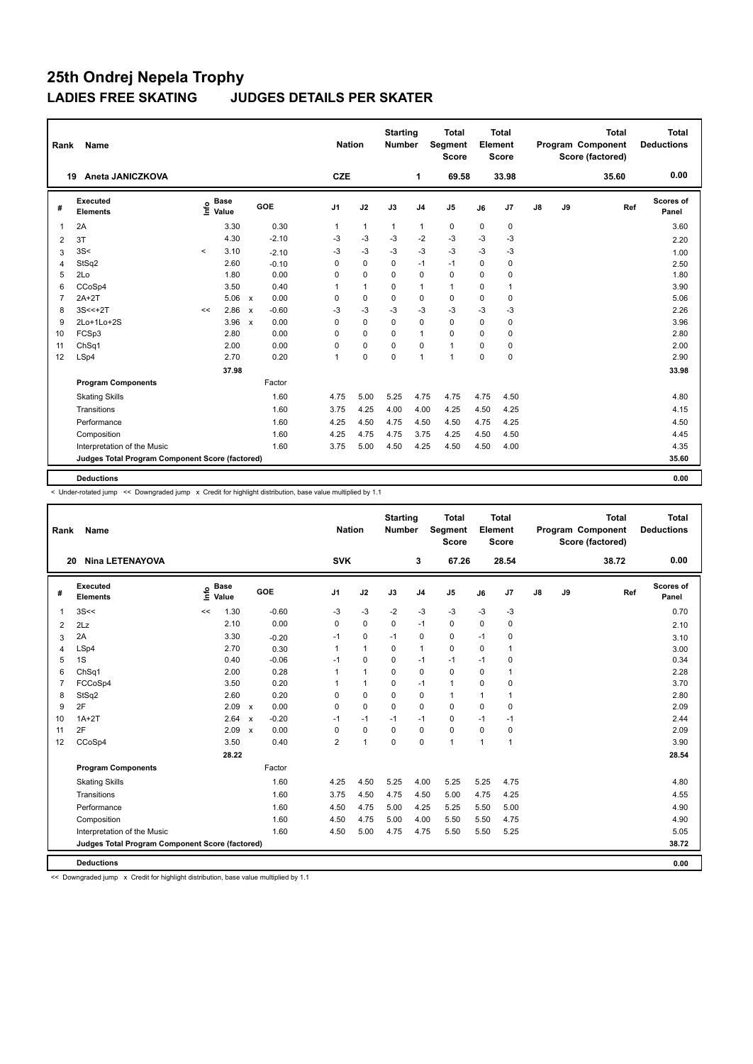# 25th Ondrej Nepela Trophy

## LADIES FREE SKATING JUDGES DETAILS PER SKATER

| Rank | Name | Nation | Starting Number | Total Segment Score | Total Element Score | Total Program Component Score (factored) | Total Deductions |
|---|---|---|---|---|---|---|---|
| 19 | Aneta JANICZKOVA | CZE | 1 | 69.58 | 33.98 | 35.60 | 0.00 |

| # | Executed Elements | Info | Base Value | | GOE | J1 | J2 | J3 | J4 | J5 | J6 | J7 | J8 | J9 | Ref | Scores of Panel |
|---|---|---|---|---|---|---|---|---|---|---|---|---|---|---|---|---|
| 1 | 2A | | 3.30 | | 0.30 | 1 | 1 | 1 | 1 | 0 | 0 | 0 | | | | 3.60 |
| 2 | 3T | | 4.30 | | -2.10 | -3 | -3 | -3 | -2 | -3 | -3 | -3 | | | | 2.20 |
| 3 | 3S< | < | 3.10 | | -2.10 | -3 | -3 | -3 | -3 | -3 | -3 | -3 | | | | 1.00 |
| 4 | StSq2 | | 2.60 | | -0.10 | 0 | 0 | 0 | -1 | -1 | 0 | 0 | | | | 2.50 |
| 5 | 2Lo | | 1.80 | | 0.00 | 0 | 0 | 0 | 0 | 0 | 0 | 0 | | | | 1.80 |
| 6 | CCoSp4 | | 3.50 | | 0.40 | 1 | 1 | 0 | 1 | 1 | 0 | 1 | | | | 3.90 |
| 7 | 2A+2T | | 5.06 | x | 0.00 | 0 | 0 | 0 | 0 | 0 | 0 | 0 | | | | 5.06 |
| 8 | 3S<<+2T | << | 2.86 | x | -0.60 | -3 | -3 | -3 | -3 | -3 | -3 | -3 | | | | 2.26 |
| 9 | 2Lo+1Lo+2S | | 3.96 | x | 0.00 | 0 | 0 | 0 | 0 | 0 | 0 | 0 | | | | 3.96 |
| 10 | FCSp3 | | 2.80 | | 0.00 | 0 | 0 | 0 | 1 | 0 | 0 | 0 | | | | 2.80 |
| 11 | ChSq1 | | 2.00 | | 0.00 | 0 | 0 | 0 | 0 | 1 | 0 | 0 | | | | 2.00 |
| 12 | LSp4 | | 2.70 | | 0.20 | 1 | 0 | 0 | 1 | 1 | 0 | 0 | | | | 2.90 |
| | | | 37.98 | | | | | | | | | | | | | 33.98 |
| | **Program Components** | | | | Factor | | | | | | | | | | | |
| | Skating Skills | | | | 1.60 | 4.75 | 5.00 | 5.25 | 4.75 | 4.75 | 4.75 | 4.50 | | | | 4.80 |
| | Transitions | | | | 1.60 | 3.75 | 4.25 | 4.00 | 4.00 | 4.25 | 4.50 | 4.25 | | | | 4.15 |
| | Performance | | | | 1.60 | 4.25 | 4.50 | 4.75 | 4.50 | 4.50 | 4.75 | 4.25 | | | | 4.50 |
| | Composition | | | | 1.60 | 4.25 | 4.75 | 4.75 | 3.75 | 4.25 | 4.50 | 4.50 | | | | 4.45 |
| | Interpretation of the Music | | | | 1.60 | 3.75 | 5.00 | 4.50 | 4.25 | 4.50 | 4.50 | 4.00 | | | | 4.35 |
| | **Judges Total Program Component Score (factored)** | | | | | | | | | | | | | | | 35.60 |
| | **Deductions** | | | | | | | | | | | | | | | 0.00 |

< Under-rotated jump << Downgraded jump x Credit for highlight distribution, base value multiplied by 1.1

| Rank | Name | Nation | Starting Number | Total Segment Score | Total Element Score | Total Program Component Score (factored) | Total Deductions |
|---|---|---|---|---|---|---|---|
| 20 | Nina LETENAYOVA | SVK | 3 | 67.26 | 28.54 | 38.72 | 0.00 |

| # | Executed Elements | Info | Base Value | | GOE | J1 | J2 | J3 | J4 | J5 | J6 | J7 | J8 | J9 | Ref | Scores of Panel |
|---|---|---|---|---|---|---|---|---|---|---|---|---|---|---|---|---|
| 1 | 3S<< | << | 1.30 | | -0.60 | -3 | -3 | -2 | -3 | -3 | -3 | -3 | | | | 0.70 |
| 2 | 2Lz | | 2.10 | | 0.00 | 0 | 0 | 0 | -1 | 0 | 0 | 0 | | | | 2.10 |
| 3 | 2A | | 3.30 | | -0.20 | -1 | 0 | -1 | 0 | 0 | -1 | 0 | | | | 3.10 |
| 4 | LSp4 | | 2.70 | | 0.30 | 1 | 1 | 0 | 1 | 0 | 0 | 1 | | | | 3.00 |
| 5 | 1S | | 0.40 | | -0.06 | -1 | 0 | 0 | -1 | -1 | -1 | 0 | | | | 0.34 |
| 6 | ChSq1 | | 2.00 | | 0.28 | 1 | 1 | 0 | 0 | 0 | 0 | 1 | | | | 2.28 |
| 7 | FCCoSp4 | | 3.50 | | 0.20 | 1 | 1 | 0 | -1 | 1 | 0 | 0 | | | | 3.70 |
| 8 | StSq2 | | 2.60 | | 0.20 | 0 | 0 | 0 | 0 | 1 | 1 | 1 | | | | 2.80 |
| 9 | 2F | | 2.09 | x | 0.00 | 0 | 0 | 0 | 0 | 0 | 0 | 0 | | | | 2.09 |
| 10 | 1A+2T | | 2.64 | x | -0.20 | -1 | -1 | -1 | -1 | 0 | -1 | -1 | | | | 2.44 |
| 11 | 2F | | 2.09 | x | 0.00 | 0 | 0 | 0 | 0 | 0 | 0 | 0 | | | | 2.09 |
| 12 | CCoSp4 | | 3.50 | | 0.40 | 2 | 1 | 0 | 0 | 1 | 1 | 1 | | | | 3.90 |
| | | | 28.22 | | | | | | | | | | | | | 28.54 |
| | **Program Components** | | | | Factor | | | | | | | | | | | |
| | Skating Skills | | | | 1.60 | 4.25 | 4.50 | 5.25 | 4.00 | 5.25 | 5.25 | 4.75 | | | | 4.80 |
| | Transitions | | | | 1.60 | 3.75 | 4.50 | 4.75 | 4.50 | 5.00 | 4.75 | 4.25 | | | | 4.55 |
| | Performance | | | | 1.60 | 4.50 | 4.75 | 5.00 | 4.25 | 5.25 | 5.50 | 5.00 | | | | 4.90 |
| | Composition | | | | 1.60 | 4.50 | 4.75 | 5.00 | 4.00 | 5.50 | 5.50 | 4.75 | | | | 4.90 |
| | Interpretation of the Music | | | | 1.60 | 4.50 | 5.00 | 4.75 | 4.75 | 5.50 | 5.50 | 5.25 | | | | 5.05 |
| | **Judges Total Program Component Score (factored)** | | | | | | | | | | | | | | | 38.72 |
| | **Deductions** | | | | | | | | | | | | | | | 0.00 |

<< Downgraded jump x Credit for highlight distribution, base value multiplied by 1.1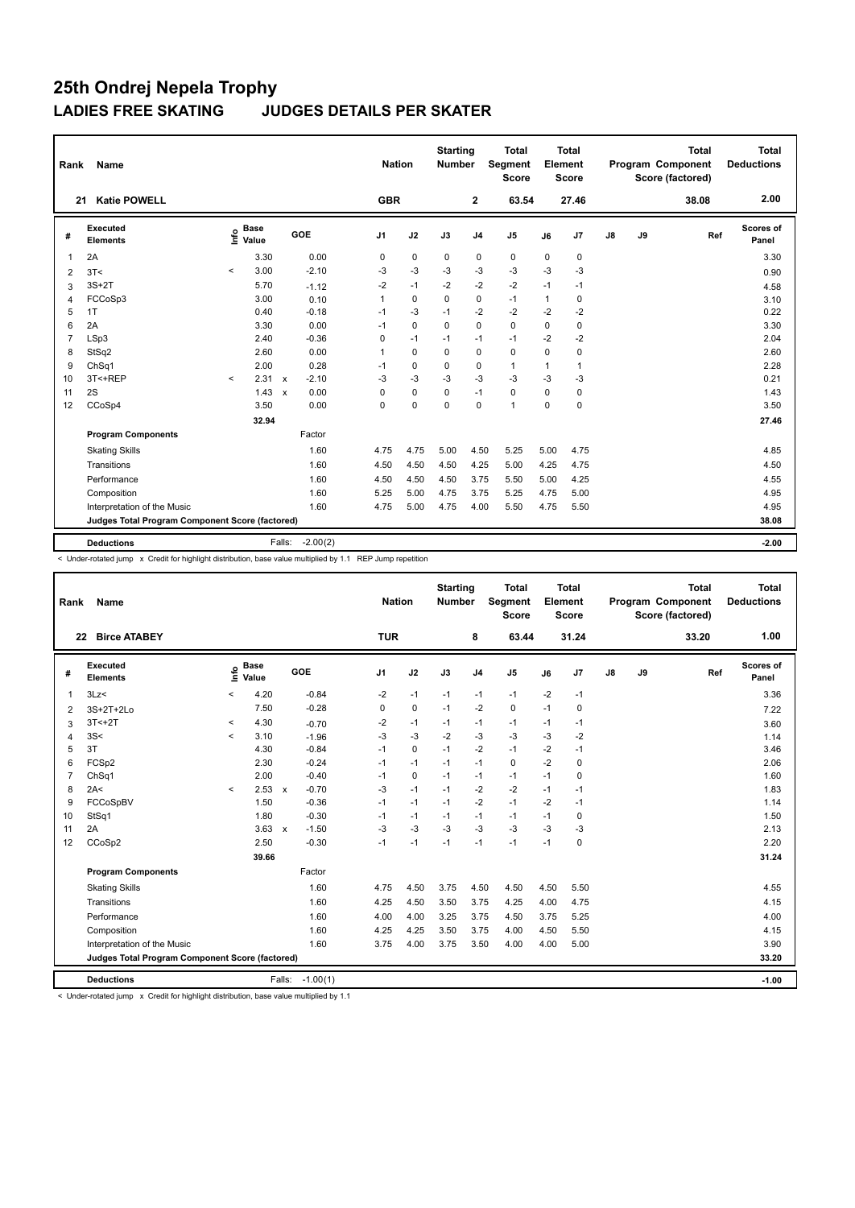# 25th Ondrej Nepela Trophy

## LADIES FREE SKATING JUDGES DETAILS PER SKATER

| Rank | Name | Nation | Starting Number | Total Segment Score | Total Element Score | Total Program Component Score (factored) | Total Deductions |
|---|---|---|---|---|---|---|---|
| 21 | Katie POWELL | GBR | 2 | 63.54 | 27.46 | 38.08 | 2.00 |

| # | Executed Elements | Info | Base Value | | GOE | J1 | J2 | J3 | J4 | J5 | J6 | J7 | J8 | J9 | Ref | Scores of Panel |
|---|---|---|---|---|---|---|---|---|---|---|---|---|---|---|---|---|
| 1 | 2A | | 3.30 | | 0.00 | 0 | 0 | 0 | 0 | 0 | 0 | 0 | | | | 3.30 |
| 2 | 3T< | < | 3.00 | | -2.10 | -3 | -3 | -3 | -3 | -3 | -3 | -3 | | | | 0.90 |
| 3 | 3S+2T | | 5.70 | | -1.12 | -2 | -1 | -2 | -2 | -2 | -1 | -1 | | | | 4.58 |
| 4 | FCCoSp3 | | 3.00 | | 0.10 | 1 | 0 | 0 | 0 | -1 | 1 | 0 | | | | 3.10 |
| 5 | 1T | | 0.40 | | -0.18 | -1 | -3 | -1 | -2 | -2 | -2 | -2 | | | | 0.22 |
| 6 | 2A | | 3.30 | | 0.00 | -1 | 0 | 0 | 0 | 0 | 0 | 0 | | | | 3.30 |
| 7 | LSp3 | | 2.40 | | -0.36 | 0 | -1 | -1 | -1 | -1 | -2 | -2 | | | | 2.04 |
| 8 | StSq2 | | 2.60 | | 0.00 | 1 | 0 | 0 | 0 | 0 | 0 | 0 | | | | 2.60 |
| 9 | ChSq1 | | 2.00 | | 0.28 | -1 | 0 | 0 | 0 | 1 | 1 | 1 | | | | 2.28 |
| 10 | 3T<+REP | < | 2.31 | x | -2.10 | -3 | -3 | -3 | -3 | -3 | -3 | -3 | | | | 0.21 |
| 11 | 2S | | 1.43 | x | 0.00 | 0 | 0 | 0 | -1 | 0 | 0 | 0 | | | | 1.43 |
| 12 | CCoSp4 | | 3.50 | | 0.00 | 0 | 0 | 0 | 0 | 1 | 0 | 0 | | | | 3.50 |
| | | | 32.94 | | | | | | | | | | | | | 27.46 |
| | **Program Components** | | | | Factor | | | | | | | | | | | |
| | Skating Skills | | | | 1.60 | 4.75 | 4.75 | 5.00 | 4.50 | 5.25 | 5.00 | 4.75 | | | | 4.85 |
| | Transitions | | | | 1.60 | 4.50 | 4.50 | 4.50 | 4.25 | 5.00 | 4.25 | 4.75 | | | | 4.50 |
| | Performance | | | | 1.60 | 4.50 | 4.50 | 4.50 | 3.75 | 5.50 | 5.00 | 4.25 | | | | 4.55 |
| | Composition | | | | 1.60 | 5.25 | 5.00 | 4.75 | 3.75 | 5.25 | 4.75 | 5.00 | | | | 4.95 |
| | Interpretation of the Music | | | | 1.60 | 4.75 | 5.00 | 4.75 | 4.00 | 5.50 | 4.75 | 5.50 | | | | 4.95 |
| | **Judges Total Program Component Score (factored)** | | | | | | | | | | | | | | | 38.08 |
| | **Deductions** | | | Falls: | -2.00(2) | | | | | | | | | | | -2.00 |

< Under-rotated jump x Credit for highlight distribution, base value multiplied by 1.1 REP Jump repetition

| Rank | Name | Nation | Starting Number | Total Segment Score | Total Element Score | Total Program Component Score (factored) | Total Deductions |
|---|---|---|---|---|---|---|---|
| 22 | Birce ATABEY | TUR | 8 | 63.44 | 31.24 | 33.20 | 1.00 |

| # | Executed Elements | Info | Base Value | | GOE | J1 | J2 | J3 | J4 | J5 | J6 | J7 | J8 | J9 | Ref | Scores of Panel |
|---|---|---|---|---|---|---|---|---|---|---|---|---|---|---|---|---|
| 1 | 3Lz< | < | 4.20 | | -0.84 | -2 | -1 | -1 | -1 | -1 | -2 | -1 | | | | 3.36 |
| 2 | 3S+2T+2Lo | | 7.50 | | -0.28 | 0 | 0 | -1 | -2 | 0 | -1 | 0 | | | | 7.22 |
| 3 | 3T<+2T | < | 4.30 | | -0.70 | -2 | -1 | -1 | -1 | -1 | -1 | -1 | | | | 3.60 |
| 4 | 3S< | < | 3.10 | | -1.96 | -3 | -3 | -2 | -3 | -3 | -3 | -2 | | | | 1.14 |
| 5 | 3T | | 4.30 | | -0.84 | -1 | 0 | -1 | -2 | -1 | -2 | -1 | | | | 3.46 |
| 6 | FCSp2 | | 2.30 | | -0.24 | -1 | -1 | -1 | -1 | 0 | -2 | 0 | | | | 2.06 |
| 7 | ChSq1 | | 2.00 | | -0.40 | -1 | 0 | -1 | -1 | -1 | -1 | 0 | | | | 1.60 |
| 8 | 2A< | < | 2.53 | x | -0.70 | -3 | -1 | -1 | -2 | -2 | -1 | -1 | | | | 1.83 |
| 9 | FCCoSpBV | | 1.50 | | -0.36 | -1 | -1 | -1 | -2 | -1 | -2 | -1 | | | | 1.14 |
| 10 | StSq1 | | 1.80 | | -0.30 | -1 | -1 | -1 | -1 | -1 | -1 | 0 | | | | 1.50 |
| 11 | 2A | | 3.63 | x | -1.50 | -3 | -3 | -3 | -3 | -3 | -3 | -3 | | | | 2.13 |
| 12 | CCoSp2 | | 2.50 | | -0.30 | -1 | -1 | -1 | -1 | -1 | -1 | 0 | | | | 2.20 |
| | | | 39.66 | | | | | | | | | | | | | 31.24 |
| | **Program Components** | | | | Factor | | | | | | | | | | | |
| | Skating Skills | | | | 1.60 | 4.75 | 4.50 | 3.75 | 4.50 | 4.50 | 4.50 | 5.50 | | | | 4.55 |
| | Transitions | | | | 1.60 | 4.25 | 4.50 | 3.50 | 3.75 | 4.25 | 4.00 | 4.75 | | | | 4.15 |
| | Performance | | | | 1.60 | 4.00 | 4.00 | 3.25 | 3.75 | 4.50 | 3.75 | 5.25 | | | | 4.00 |
| | Composition | | | | 1.60 | 4.25 | 4.25 | 3.50 | 3.75 | 4.00 | 4.50 | 5.50 | | | | 4.15 |
| | Interpretation of the Music | | | | 1.60 | 3.75 | 4.00 | 3.75 | 3.50 | 4.00 | 4.00 | 5.00 | | | | 3.90 |
| | **Judges Total Program Component Score (factored)** | | | | | | | | | | | | | | | 33.20 |
| | **Deductions** | | | Falls: | -1.00(1) | | | | | | | | | | | -1.00 |

< Under-rotated jump x Credit for highlight distribution, base value multiplied by 1.1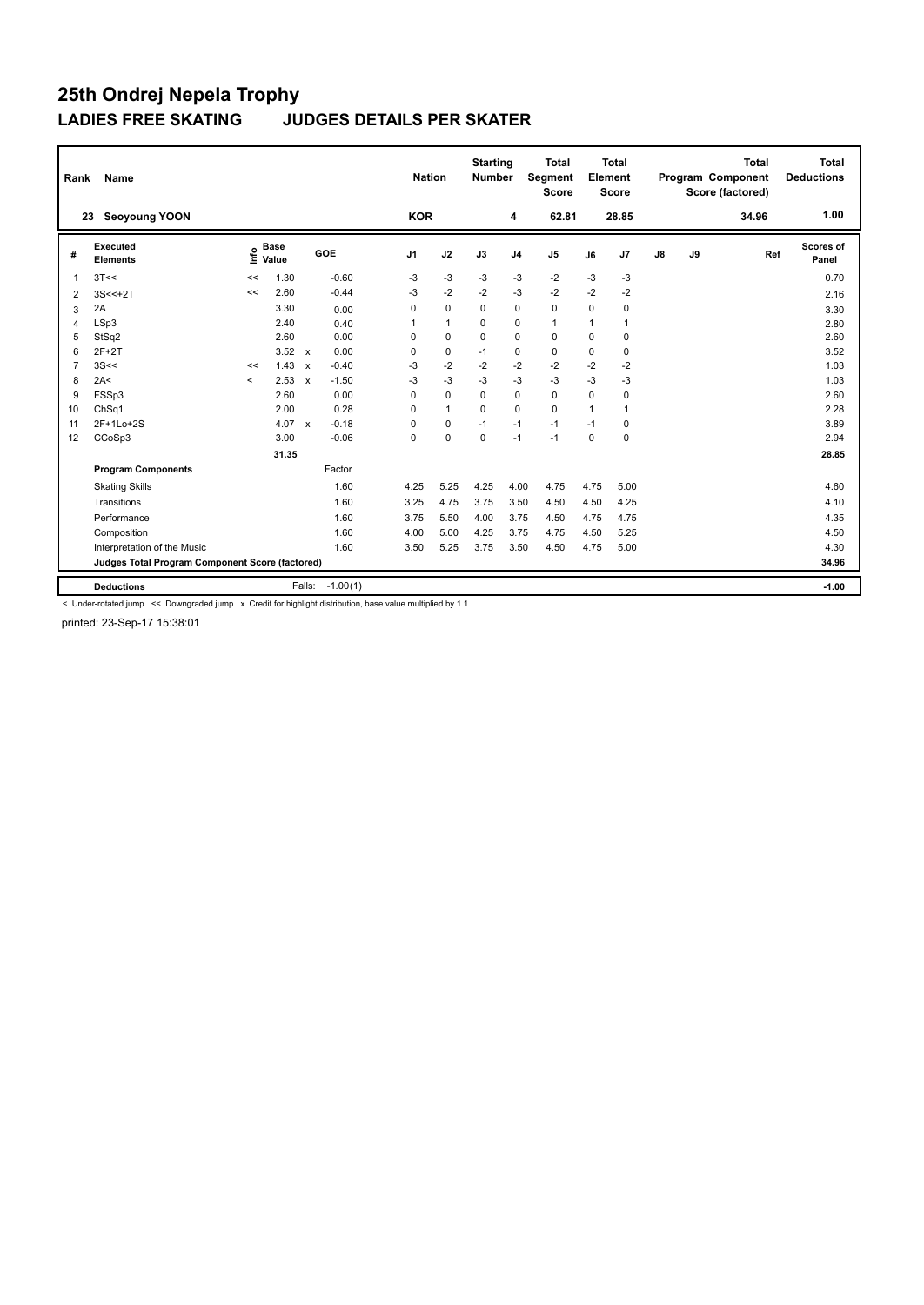# 25th Ondrej Nepela Trophy

## LADIES FREE SKATING JUDGES DETAILS PER SKATER

| Rank | Name | Nation | Starting Number | Total Segment Score | Total Element Score | Total Program Component Score (factored) | Total Deductions |
|---|---|---|---|---|---|---|---|
| 23 | Seoyoung YOON | KOR | 4 | 62.81 | 28.85 | 34.96 | 1.00 |

| # | Executed Elements | Info | Base Value | | GOE | J1 | J2 | J3 | J4 | J5 | J6 | J7 | J8 | J9 | Ref | Scores of Panel |
|---|---|---|---|---|---|---|---|---|---|---|---|---|---|---|---|---|
| 1 | 3T<< | << | 1.30 | | -0.60 | -3 | -3 | -3 | -3 | -2 | -3 | -3 | | | | 0.70 |
| 2 | 3S<<+2T | << | 2.60 | | -0.44 | -3 | -2 | -2 | -3 | -2 | -2 | -2 | | | | 2.16 |
| 3 | 2A | | 3.30 | | 0.00 | 0 | 0 | 0 | 0 | 0 | 0 | 0 | | | | 3.30 |
| 4 | LSp3 | | 2.40 | | 0.40 | 1 | 1 | 0 | 0 | 1 | 1 | 1 | | | | 2.80 |
| 5 | StSq2 | | 2.60 | | 0.00 | 0 | 0 | 0 | 0 | 0 | 0 | 0 | | | | 2.60 |
| 6 | 2F+2T | | 3.52 | x | 0.00 | 0 | 0 | -1 | 0 | 0 | 0 | 0 | | | | 3.52 |
| 7 | 3S<< | << | 1.43 | x | -0.40 | -3 | -2 | -2 | -2 | -2 | -2 | -2 | | | | 1.03 |
| 8 | 2A< | < | 2.53 | x | -1.50 | -3 | -3 | -3 | -3 | -3 | -3 | -3 | | | | 1.03 |
| 9 | FSSp3 | | 2.60 | | 0.00 | 0 | 0 | 0 | 0 | 0 | 0 | 0 | | | | 2.60 |
| 10 | ChSq1 | | 2.00 | | 0.28 | 0 | 1 | 0 | 0 | 0 | 1 | 1 | | | | 2.28 |
| 11 | 2F+1Lo+2S | | 4.07 | x | -0.18 | 0 | 0 | -1 | -1 | -1 | -1 | 0 | | | | 3.89 |
| 12 | CCoSp3 | | 3.00 | | -0.06 | 0 | 0 | 0 | -1 | -1 | 0 | 0 | | | | 2.94 |
| | | | 31.35 | | | | | | | | | | | | | 28.85 |
| | **Program Components** | | | | Factor | | | | | | | | | | | |
| | Skating Skills | | | | 1.60 | 4.25 | 5.25 | 4.25 | 4.00 | 4.75 | 4.75 | 5.00 | | | | 4.60 |
| | Transitions | | | | 1.60 | 3.25 | 4.75 | 3.75 | 3.50 | 4.50 | 4.50 | 4.25 | | | | 4.10 |
| | Performance | | | | 1.60 | 3.75 | 5.50 | 4.00 | 3.75 | 4.50 | 4.75 | 4.75 | | | | 4.35 |
| | Composition | | | | 1.60 | 4.00 | 5.00 | 4.25 | 3.75 | 4.75 | 4.50 | 5.25 | | | | 4.50 |
| | Interpretation of the Music | | | | 1.60 | 3.50 | 5.25 | 3.75 | 3.50 | 4.50 | 4.75 | 5.00 | | | | 4.30 |
| | **Judges Total Program Component Score (factored)** | | | | | | | | | | | | | | | 34.96 |
| | **Deductions** | | | Falls: | -1.00(1) | | | | | | | | | | | -1.00 |

< Under-rotated jump << Downgraded jump x Credit for highlight distribution, base value multiplied by 1.1

printed: 23-Sep-17 15:38:01